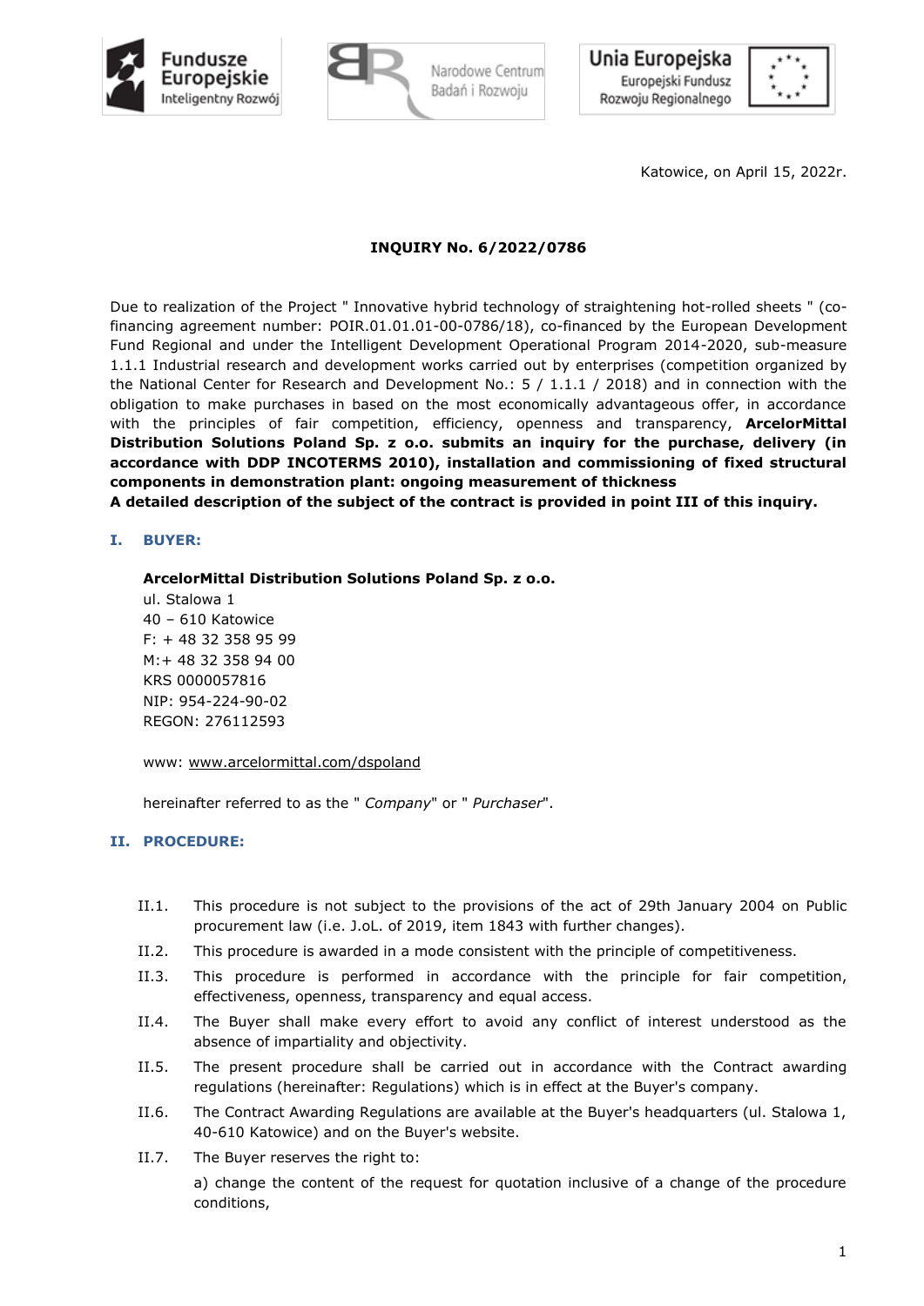Katowice, on April 15, 2022r.

**INQUIRY No. 6/2022/0786**

Due to realization of the Project " Innovative hybrid technology of straightening hot-rolled sheets " (co-financing agreement number: POIR.01.01.01-00-0786/18), co-financed by the European Development Fund Regional and under the Intelligent Development Operational Program 2014-2020, sub-measure 1.1.1 Industrial research and development works carried out by enterprises (competition organized by the National Center for Research and Development No.: 5 / 1.1.1 / 2018) and in connection with the obligation to make purchases in based on the most economically advantageous offer, in accordance with the principles of fair competition, efficiency, openness and transparency, **ArcelorMittal Distribution Solutions Poland Sp. z o.o. submits an inquiry for the purchase, delivery (in accordance with DDP INCOTERMS 2010), installation and commissioning of fixed structural components in demonstration plant: ongoing measurement of thickness**
**A detailed description of the subject of the contract is provided in point III of this inquiry.**

## I. BUYER:

**ArcelorMittal Distribution Solutions Poland Sp. z o.o.**
ul. Stalowa 1
40 – 610 Katowice
F: + 48 32 358 95 99
M:+ 48 32 358 94 00
KRS 0000057816
NIP: 954-224-90-02
REGON: 276112593

www: www.arcelormittal.com/dspoland

hereinafter referred to as the " *Company*" or " *Purchaser*".

## II. PROCEDURE:

II.1. This procedure is not subject to the provisions of the act of 29th January 2004 on Public procurement law (i.e. J.oL. of 2019, item 1843 with further changes).

II.2. This procedure is awarded in a mode consistent with the principle of competitiveness.

II.3. This procedure is performed in accordance with the principle for fair competition, effectiveness, openness, transparency and equal access.

II.4. The Buyer shall make every effort to avoid any conflict of interest understood as the absence of impartiality and objectivity.

II.5. The present procedure shall be carried out in accordance with the Contract awarding regulations (hereinafter: Regulations) which is in effect at the Buyer's company.

II.6. The Contract Awarding Regulations are available at the Buyer's headquarters (ul. Stalowa 1, 40-610 Katowice) and on the Buyer's website.

II.7. The Buyer reserves the right to:

a) change the content of the request for quotation inclusive of a change of the procedure conditions,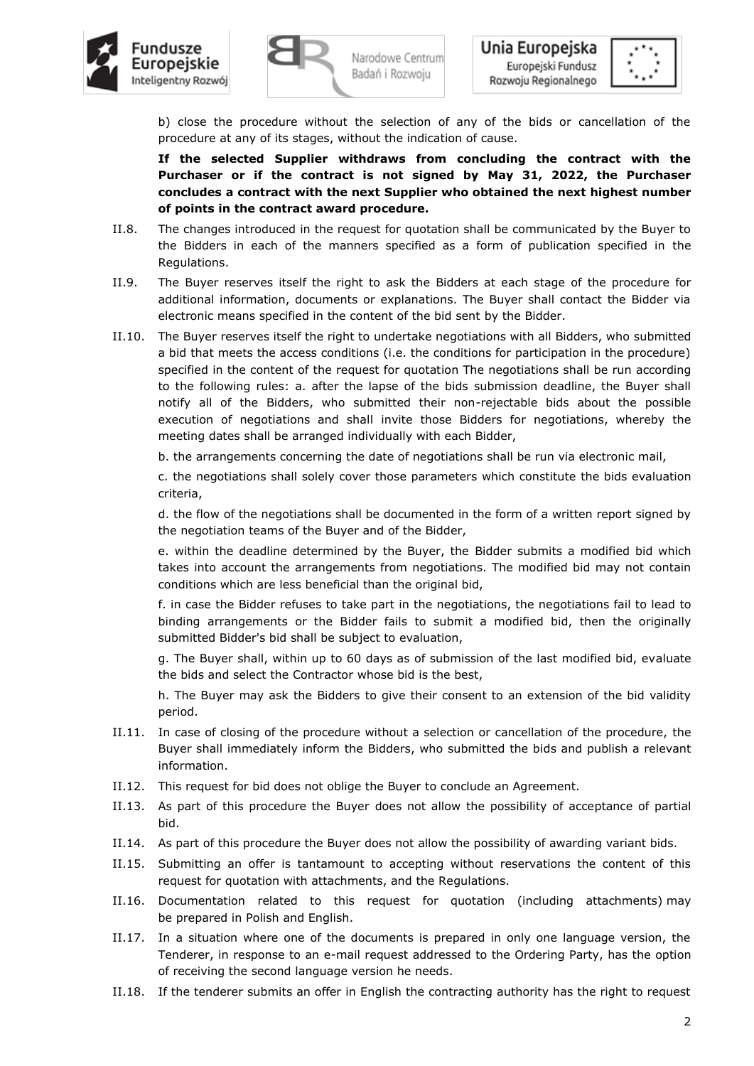b) close the procedure without the selection of any of the bids or cancellation of the procedure at any of its stages, without the indication of cause.

**If the selected Supplier withdraws from concluding the contract with the Purchaser or if the contract is not signed by May 31, 2022, the Purchaser concludes a contract with the next Supplier who obtained the next highest number of points in the contract award procedure.**

II.8. The changes introduced in the request for quotation shall be communicated by the Buyer to the Bidders in each of the manners specified as a form of publication specified in the Regulations.

II.9. The Buyer reserves itself the right to ask the Bidders at each stage of the procedure for additional information, documents or explanations. The Buyer shall contact the Bidder via electronic means specified in the content of the bid sent by the Bidder.

II.10. The Buyer reserves itself the right to undertake negotiations with all Bidders, who submitted a bid that meets the access conditions (i.e. the conditions for participation in the procedure) specified in the content of the request for quotation The negotiations shall be run according to the following rules: a. after the lapse of the bids submission deadline, the Buyer shall notify all of the Bidders, who submitted their non-rejectable bids about the possible execution of negotiations and shall invite those Bidders for negotiations, whereby the meeting dates shall be arranged individually with each Bidder,

b. the arrangements concerning the date of negotiations shall be run via electronic mail,

c. the negotiations shall solely cover those parameters which constitute the bids evaluation criteria,

d. the flow of the negotiations shall be documented in the form of a written report signed by the negotiation teams of the Buyer and of the Bidder,

e. within the deadline determined by the Buyer, the Bidder submits a modified bid which takes into account the arrangements from negotiations. The modified bid may not contain conditions which are less beneficial than the original bid,

f. in case the Bidder refuses to take part in the negotiations, the negotiations fail to lead to binding arrangements or the Bidder fails to submit a modified bid, then the originally submitted Bidder's bid shall be subject to evaluation,

g. The Buyer shall, within up to 60 days as of submission of the last modified bid, evaluate the bids and select the Contractor whose bid is the best,

h. The Buyer may ask the Bidders to give their consent to an extension of the bid validity period.

II.11. In case of closing of the procedure without a selection or cancellation of the procedure, the Buyer shall immediately inform the Bidders, who submitted the bids and publish a relevant information.

II.12. This request for bid does not oblige the Buyer to conclude an Agreement.

II.13. As part of this procedure the Buyer does not allow the possibility of acceptance of partial bid.

II.14. As part of this procedure the Buyer does not allow the possibility of awarding variant bids.

II.15. Submitting an offer is tantamount to accepting without reservations the content of this request for quotation with attachments, and the Regulations.

II.16. Documentation related to this request for quotation (including attachments) may be prepared in Polish and English.

II.17. In a situation where one of the documents is prepared in only one language version, the Tenderer, in response to an e-mail request addressed to the Ordering Party, has the option of receiving the second language version he needs.

II.18. If the tenderer submits an offer in English the contracting authority has the right to request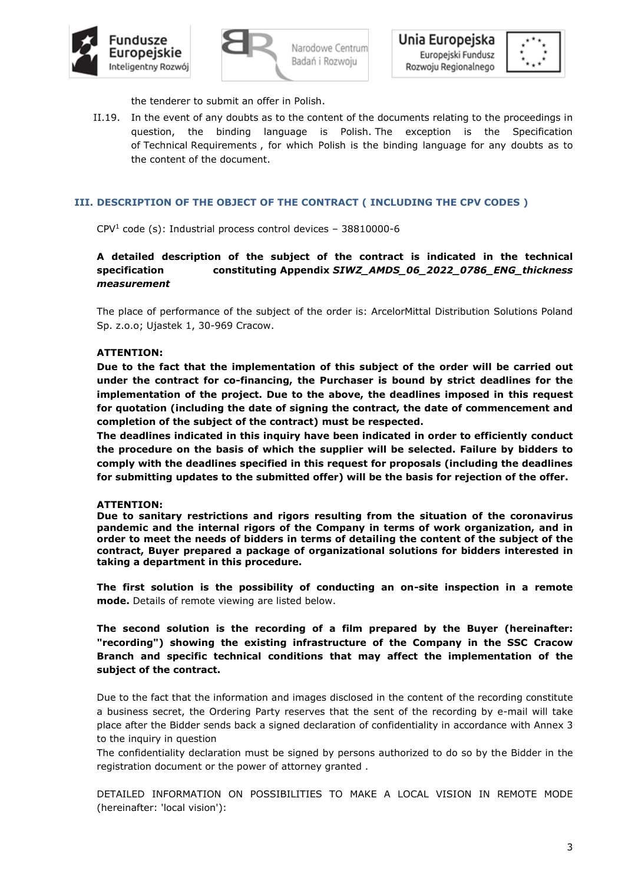the tenderer to submit an offer in Polish.

II.19. In the event of any doubts as to the content of the documents relating to the proceedings in question, the binding language is Polish. The exception is the Specification of Technical Requirements , for which Polish is the binding language for any doubts as to the content of the document.

## III. DESCRIPTION OF THE OBJECT OF THE CONTRACT ( INCLUDING THE CPV CODES )

CPV[1] code (s): Industrial process control devices – 38810000-6

**A detailed description of the subject of the contract is indicated in the technical specification constituting Appendix *SIWZ_AMDS_06_2022_0786_ENG_thickness measurement***

The place of performance of the subject of the order is: ArcelorMittal Distribution Solutions Poland Sp. z.o.o; Ujastek 1, 30-969 Cracow.

**ATTENTION:**

**Due to the fact that the implementation of this subject of the order will be carried out under the contract for co-financing, the Purchaser is bound by strict deadlines for the implementation of the project. Due to the above, the deadlines imposed in this request for quotation (including the date of signing the contract, the date of commencement and completion of the subject of the contract) must be respected.**

**The deadlines indicated in this inquiry have been indicated in order to efficiently conduct the procedure on the basis of which the supplier will be selected. Failure by bidders to comply with the deadlines specified in this request for proposals (including the deadlines for submitting updates to the submitted offer) will be the basis for rejection of the offer.**

**ATTENTION:**

**Due to sanitary restrictions and rigors resulting from the situation of the coronavirus pandemic and the internal rigors of the Company in terms of work organization, and in order to meet the needs of bidders in terms of detailing the content of the subject of the contract, Buyer prepared a package of organizational solutions for bidders interested in taking a department in this procedure.**

**The first solution is the possibility of conducting an on-site inspection in a remote mode.** Details of remote viewing are listed below.

**The second solution is the recording of a film prepared by the Buyer (hereinafter: "recording") showing the existing infrastructure of the Company in the SSC Cracow Branch and specific technical conditions that may affect the implementation of the subject of the contract.**

Due to the fact that the information and images disclosed in the content of the recording constitute a business secret, the Ordering Party reserves that the sent of the recording by e-mail will take place after the Bidder sends back a signed declaration of confidentiality in accordance with Annex 3 to the inquiry in question

The confidentiality declaration must be signed by persons authorized to do so by the Bidder in the registration document or the power of attorney granted .

DETAILED INFORMATION ON POSSIBILITIES TO MAKE A LOCAL VISION IN REMOTE MODE (hereinafter: 'local vision'):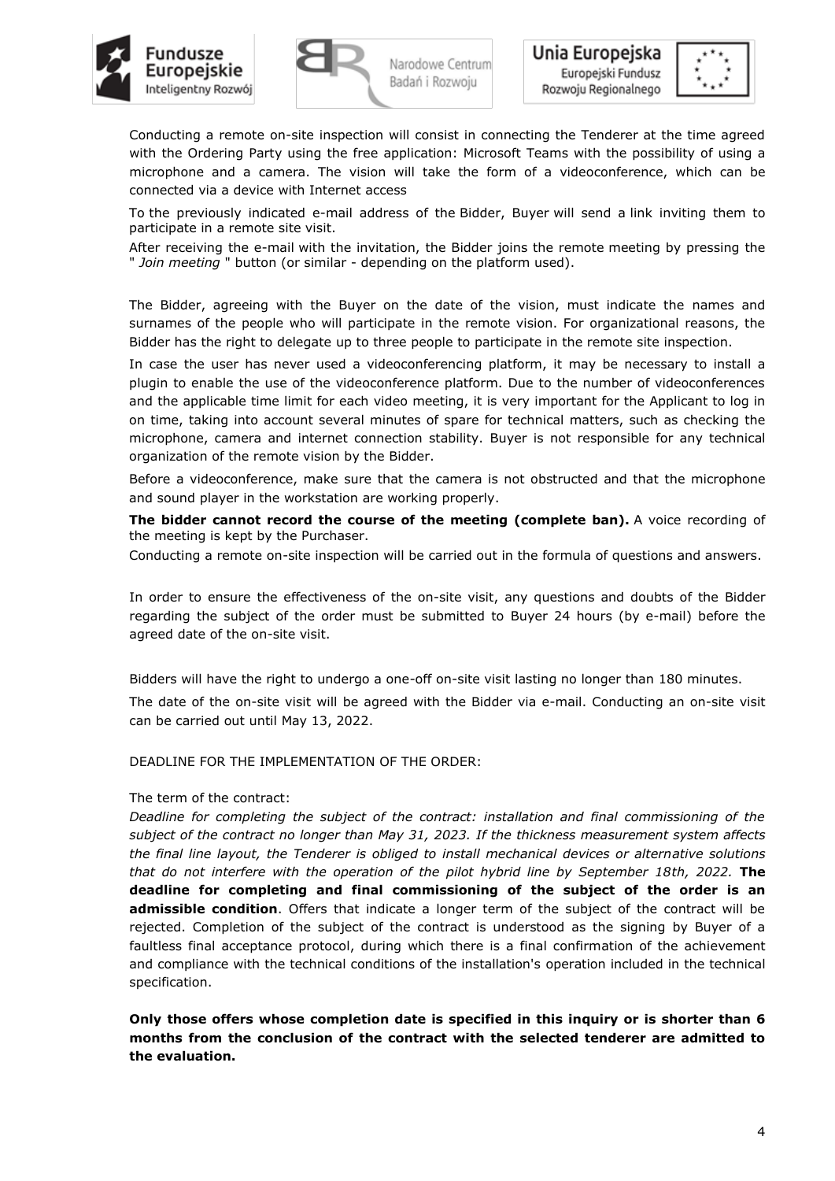Conducting a remote on-site inspection will consist in connecting the Tenderer at the time agreed with the Ordering Party using the free application: Microsoft Teams with the possibility of using a microphone and a camera. The vision will take the form of a videoconference, which can be connected via a device with Internet access

To the previously indicated e-mail address of the Bidder, Buyer will send a link inviting them to participate in a remote site visit.

After receiving the e-mail with the invitation, the Bidder joins the remote meeting by pressing the " *Join meeting* " button (or similar - depending on the platform used).

The Bidder, agreeing with the Buyer on the date of the vision, must indicate the names and surnames of the people who will participate in the remote vision. For organizational reasons, the Bidder has the right to delegate up to three people to participate in the remote site inspection.

In case the user has never used a videoconferencing platform, it may be necessary to install a plugin to enable the use of the videoconference platform. Due to the number of videoconferences and the applicable time limit for each video meeting, it is very important for the Applicant to log in on time, taking into account several minutes of spare for technical matters, such as checking the microphone, camera and internet connection stability. Buyer is not responsible for any technical organization of the remote vision by the Bidder.

Before a videoconference, make sure that the camera is not obstructed and that the microphone and sound player in the workstation are working properly.

**The bidder cannot record the course of the meeting (complete ban).** A voice recording of the meeting is kept by the Purchaser.

Conducting a remote on-site inspection will be carried out in the formula of questions and answers.

In order to ensure the effectiveness of the on-site visit, any questions and doubts of the Bidder regarding the subject of the order must be submitted to Buyer 24 hours (by e-mail) before the agreed date of the on-site visit.

Bidders will have the right to undergo a one-off on-site visit lasting no longer than 180 minutes.

The date of the on-site visit will be agreed with the Bidder via e-mail. Conducting an on-site visit can be carried out until May 13, 2022.

DEADLINE FOR THE IMPLEMENTATION OF THE ORDER:

The term of the contract:

*Deadline for completing the subject of the contract: installation and final commissioning of the subject of the contract no longer than May 31, 2023. If the thickness measurement system affects the final line layout, the Tenderer is obliged to install mechanical devices or alternative solutions that do not interfere with the operation of the pilot hybrid line by September 18th, 2022.* **The deadline for completing and final commissioning of the subject of the order is an admissible condition**. Offers that indicate a longer term of the subject of the contract will be rejected. Completion of the subject of the contract is understood as the signing by Buyer of a faultless final acceptance protocol, during which there is a final confirmation of the achievement and compliance with the technical conditions of the installation's operation included in the technical specification.

**Only those offers whose completion date is specified in this inquiry or is shorter than 6 months from the conclusion of the contract with the selected tenderer are admitted to the evaluation.**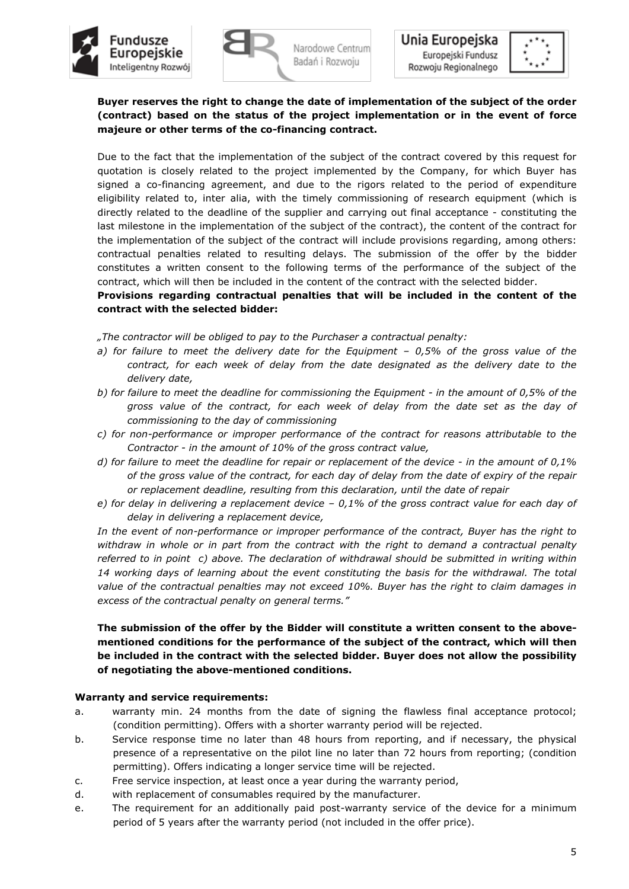**Buyer reserves the right to change the date of implementation of the subject of the order (contract) based on the status of the project implementation or in the event of force majeure or other terms of the co-financing contract.**

Due to the fact that the implementation of the subject of the contract covered by this request for quotation is closely related to the project implemented by the Company, for which Buyer has signed a co-financing agreement, and due to the rigors related to the period of expenditure eligibility related to, inter alia, with the timely commissioning of research equipment (which is directly related to the deadline of the supplier and carrying out final acceptance - constituting the last milestone in the implementation of the subject of the contract), the content of the contract for the implementation of the subject of the contract will include provisions regarding, among others: contractual penalties related to resulting delays. The submission of the offer by the bidder constitutes a written consent to the following terms of the performance of the subject of the contract, which will then be included in the content of the contract with the selected bidder.
**Provisions regarding contractual penalties that will be included in the content of the contract with the selected bidder:**

*„The contractor will be obliged to pay to the Purchaser a contractual penalty:*

*a) for failure to meet the delivery date for the Equipment – 0,5% of the gross value of the contract, for each week of delay from the date designated as the delivery date to the delivery date,*

*b) for failure to meet the deadline for commissioning the Equipment - in the amount of 0,5% of the gross value of the contract, for each week of delay from the date set as the day of commissioning to the day of commissioning*

*c) for non-performance or improper performance of the contract for reasons attributable to the Contractor - in the amount of 10% of the gross contract value,*

*d) for failure to meet the deadline for repair or replacement of the device - in the amount of 0,1% of the gross value of the contract, for each day of delay from the date of expiry of the repair or replacement deadline, resulting from this declaration, until the date of repair*

*e) for delay in delivering a replacement device – 0,1% of the gross contract value for each day of delay in delivering a replacement device,*

*In the event of non-performance or improper performance of the contract, Buyer has the right to withdraw in whole or in part from the contract with the right to demand a contractual penalty referred to in point c) above. The declaration of withdrawal should be submitted in writing within 14 working days of learning about the event constituting the basis for the withdrawal. The total value of the contractual penalties may not exceed 10%. Buyer has the right to claim damages in excess of the contractual penalty on general terms."*

**The submission of the offer by the Bidder will constitute a written consent to the above-mentioned conditions for the performance of the subject of the contract, which will then be included in the contract with the selected bidder. Buyer does not allow the possibility of negotiating the above-mentioned conditions.**

**Warranty and service requirements:**

a. warranty min. 24 months from the date of signing the flawless final acceptance protocol; (condition permitting). Offers with a shorter warranty period will be rejected.

b. Service response time no later than 48 hours from reporting, and if necessary, the physical presence of a representative on the pilot line no later than 72 hours from reporting; (condition permitting). Offers indicating a longer service time will be rejected.

c. Free service inspection, at least once a year during the warranty period,

d. with replacement of consumables required by the manufacturer.

e. The requirement for an additionally paid post-warranty service of the device for a minimum period of 5 years after the warranty period (not included in the offer price).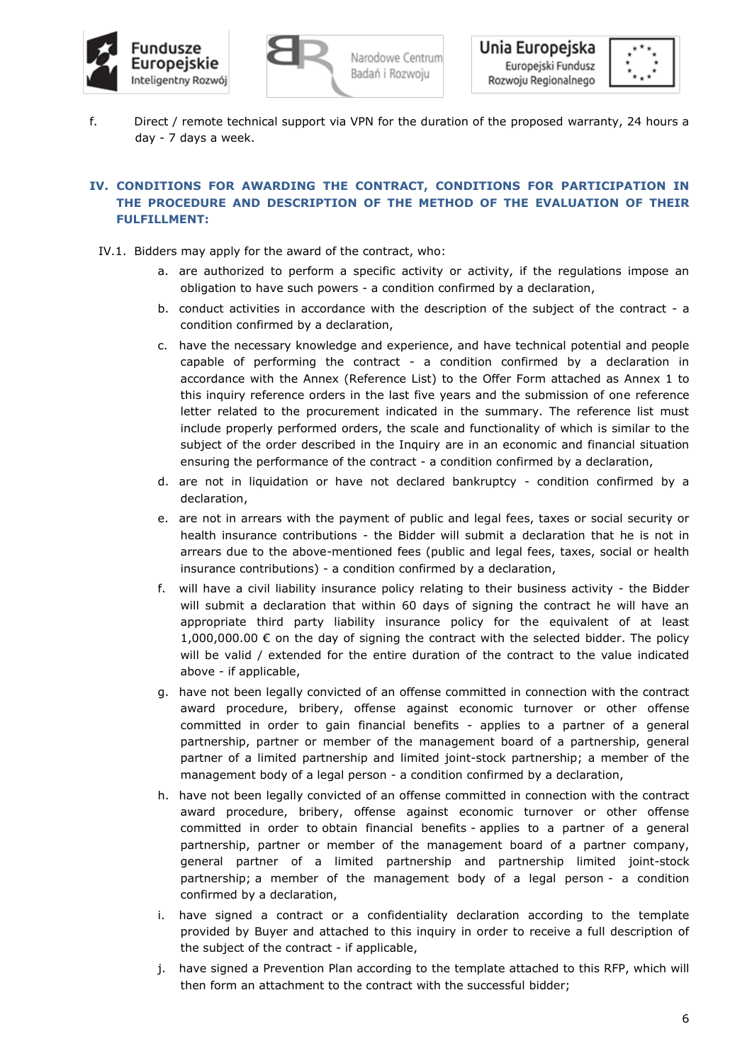f. Direct / remote technical support via VPN for the duration of the proposed warranty, 24 hours a day - 7 days a week.

## IV. CONDITIONS FOR AWARDING THE CONTRACT, CONDITIONS FOR PARTICIPATION IN THE PROCEDURE AND DESCRIPTION OF THE METHOD OF THE EVALUATION OF THEIR FULFILLMENT:

IV.1. Bidders may apply for the award of the contract, who:

a. are authorized to perform a specific activity or activity, if the regulations impose an obligation to have such powers - a condition confirmed by a declaration,

b. conduct activities in accordance with the description of the subject of the contract - a condition confirmed by a declaration,

c. have the necessary knowledge and experience, and have technical potential and people capable of performing the contract - a condition confirmed by a declaration in accordance with the Annex (Reference List) to the Offer Form attached as Annex 1 to this inquiry reference orders in the last five years and the submission of one reference letter related to the procurement indicated in the summary. The reference list must include properly performed orders, the scale and functionality of which is similar to the subject of the order described in the Inquiry are in an economic and financial situation ensuring the performance of the contract - a condition confirmed by a declaration,

d. are not in liquidation or have not declared bankruptcy - condition confirmed by a declaration,

e. are not in arrears with the payment of public and legal fees, taxes or social security or health insurance contributions - the Bidder will submit a declaration that he is not in arrears due to the above-mentioned fees (public and legal fees, taxes, social or health insurance contributions) - a condition confirmed by a declaration,

f. will have a civil liability insurance policy relating to their business activity - the Bidder will submit a declaration that within 60 days of signing the contract he will have an appropriate third party liability insurance policy for the equivalent of at least 1,000,000.00 € on the day of signing the contract with the selected bidder. The policy will be valid / extended for the entire duration of the contract to the value indicated above - if applicable,

g. have not been legally convicted of an offense committed in connection with the contract award procedure, bribery, offense against economic turnover or other offense committed in order to gain financial benefits - applies to a partner of a general partnership, partner or member of the management board of a partnership, general partner of a limited partnership and limited joint-stock partnership; a member of the management body of a legal person - a condition confirmed by a declaration,

h. have not been legally convicted of an offense committed in connection with the contract award procedure, bribery, offense against economic turnover or other offense committed in order to obtain financial benefits - applies to a partner of a general partnership, partner or member of the management board of a partner company, general partner of a limited partnership and partnership limited joint-stock partnership; a member of the management body of a legal person - a condition confirmed by a declaration,

i. have signed a contract or a confidentiality declaration according to the template provided by Buyer and attached to this inquiry in order to receive a full description of the subject of the contract - if applicable,

j. have signed a Prevention Plan according to the template attached to this RFP, which will then form an attachment to the contract with the successful bidder;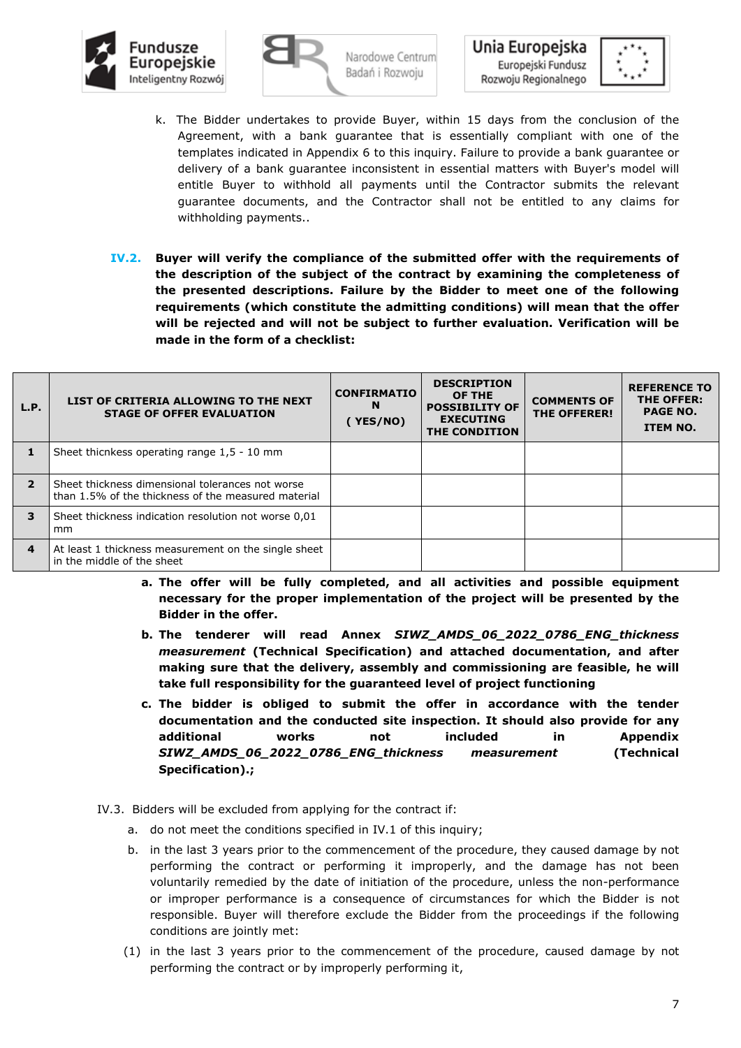k. The Bidder undertakes to provide Buyer, within 15 days from the conclusion of the Agreement, with a bank guarantee that is essentially compliant with one of the templates indicated in Appendix 6 to this inquiry. Failure to provide a bank guarantee or delivery of a bank guarantee inconsistent in essential matters with Buyer's model will entitle Buyer to withhold all payments until the Contractor submits the relevant guarantee documents, and the Contractor shall not be entitled to any claims for withholding payments..

**IV.2. Buyer will verify the compliance of the submitted offer with the requirements of the description of the subject of the contract by examining the completeness of the presented descriptions. Failure by the Bidder to meet one of the following requirements (which constitute the admitting conditions) will mean that the offer will be rejected and will not be subject to further evaluation. Verification will be made in the form of a checklist:**

| L.P. | LIST OF CRITERIA ALLOWING TO THE NEXT STAGE OF OFFER EVALUATION | CONFIRMATION ( YES/NO) | DESCRIPTION OF THE POSSIBILITY OF EXECUTING THE CONDITION | COMMENTS OF THE OFFERER! | REFERENCE TO THE OFFER: PAGE NO. ITEM NO. |
|---|---|---|---|---|---|
| 1 | Sheet thicnkess operating range 1,5 - 10 mm | | | | |
| 2 | Sheet thickness dimensional tolerances not worse than 1.5% of the thickness of the measured material | | | | |
| 3 | Sheet thickness indication resolution not worse 0,01 mm | | | | |
| 4 | At least 1 thickness measurement on the single sheet in the middle of the sheet | | | | |

**a. The offer will be fully completed, and all activities and possible equipment necessary for the proper implementation of the project will be presented by the Bidder in the offer.**

**b. The tenderer will read Annex *SIWZ_AMDS_06_2022_0786_ENG_thickness measurement* (Technical Specification) and attached documentation, and after making sure that the delivery, assembly and commissioning are feasible, he will take full responsibility for the guaranteed level of project functioning**

**c. The bidder is obliged to submit the offer in accordance with the tender documentation and the conducted site inspection. It should also provide for any additional works not included in Appendix *SIWZ_AMDS_06_2022_0786_ENG_thickness measurement* (Technical Specification).;**

IV.3. Bidders will be excluded from applying for the contract if:

a. do not meet the conditions specified in IV.1 of this inquiry;

b. in the last 3 years prior to the commencement of the procedure, they caused damage by not performing the contract or performing it improperly, and the damage has not been voluntarily remedied by the date of initiation of the procedure, unless the non-performance or improper performance is a consequence of circumstances for which the Bidder is not responsible. Buyer will therefore exclude the Bidder from the proceedings if the following conditions are jointly met:

(1) in the last 3 years prior to the commencement of the procedure, caused damage by not performing the contract or by improperly performing it,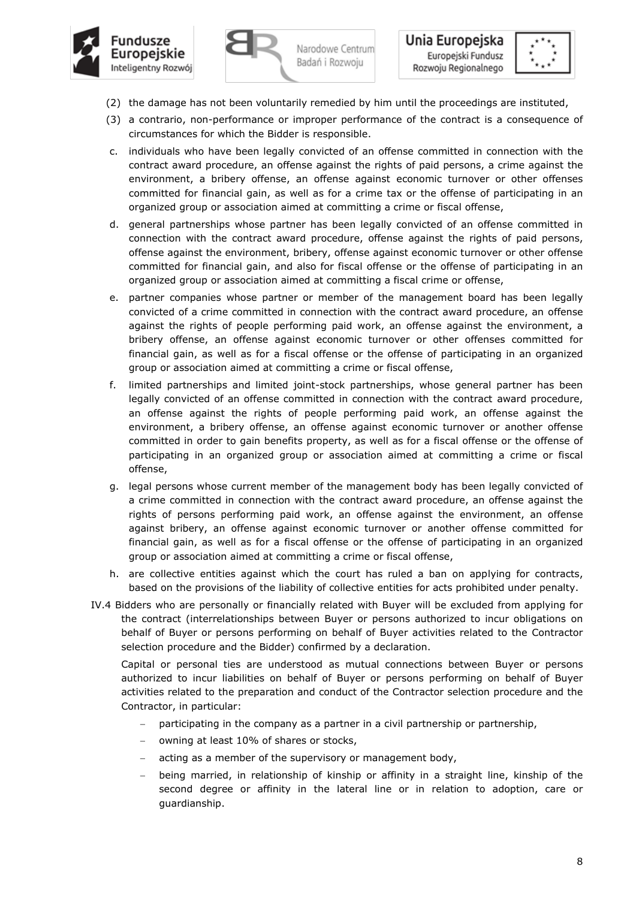(2) the damage has not been voluntarily remedied by him until the proceedings are instituted,

(3) a contrario, non-performance or improper performance of the contract is a consequence of circumstances for which the Bidder is responsible.

c. individuals who have been legally convicted of an offense committed in connection with the contract award procedure, an offense against the rights of paid persons, a crime against the environment, a bribery offense, an offense against economic turnover or other offenses committed for financial gain, as well as for a crime tax or the offense of participating in an organized group or association aimed at committing a crime or fiscal offense,

d. general partnerships whose partner has been legally convicted of an offense committed in connection with the contract award procedure, offense against the rights of paid persons, offense against the environment, bribery, offense against economic turnover or other offense committed for financial gain, and also for fiscal offense or the offense of participating in an organized group or association aimed at committing a fiscal crime or offense,

e. partner companies whose partner or member of the management board has been legally convicted of a crime committed in connection with the contract award procedure, an offense against the rights of people performing paid work, an offense against the environment, a bribery offense, an offense against economic turnover or other offenses committed for financial gain, as well as for a fiscal offense or the offense of participating in an organized group or association aimed at committing a crime or fiscal offense,

f. limited partnerships and limited joint-stock partnerships, whose general partner has been legally convicted of an offense committed in connection with the contract award procedure, an offense against the rights of people performing paid work, an offense against the environment, a bribery offense, an offense against economic turnover or another offense committed in order to gain benefits property, as well as for a fiscal offense or the offense of participating in an organized group or association aimed at committing a crime or fiscal offense,

g. legal persons whose current member of the management body has been legally convicted of a crime committed in connection with the contract award procedure, an offense against the rights of persons performing paid work, an offense against the environment, an offense against bribery, an offense against economic turnover or another offense committed for financial gain, as well as for a fiscal offense or the offense of participating in an organized group or association aimed at committing a crime or fiscal offense,

h. are collective entities against which the court has ruled a ban on applying for contracts, based on the provisions of the liability of collective entities for acts prohibited under penalty.

IV.4 Bidders who are personally or financially related with Buyer will be excluded from applying for the contract (interrelationships between Buyer or persons authorized to incur obligations on behalf of Buyer or persons performing on behalf of Buyer activities related to the Contractor selection procedure and the Bidder) confirmed by a declaration.

Capital or personal ties are understood as mutual connections between Buyer or persons authorized to incur liabilities on behalf of Buyer or persons performing on behalf of Buyer activities related to the preparation and conduct of the Contractor selection procedure and the Contractor, in particular:

- participating in the company as a partner in a civil partnership or partnership,
- owning at least 10% of shares or stocks,
- acting as a member of the supervisory or management body,
- being married, in relationship of kinship or affinity in a straight line, kinship of the second degree or affinity in the lateral line or in relation to adoption, care or guardianship.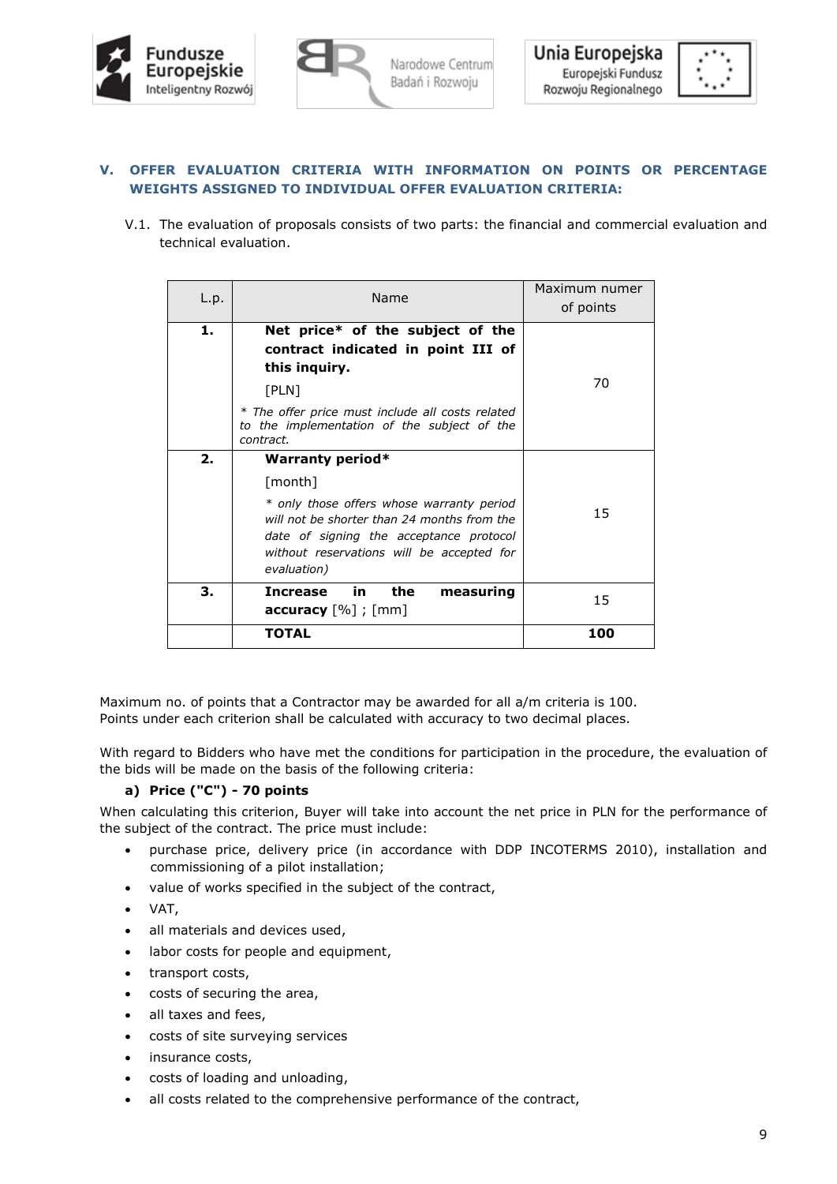## V. OFFER EVALUATION CRITERIA WITH INFORMATION ON POINTS OR PERCENTAGE WEIGHTS ASSIGNED TO INDIVIDUAL OFFER EVALUATION CRITERIA:

V.1. The evaluation of proposals consists of two parts: the financial and commercial evaluation and technical evaluation.

| L.p. | Name | Maximum numer of points |
|---|---|---|
| **1.** | **Net price* of the subject of the contract indicated in point III of this inquiry.** [PLN] *\* The offer price must include all costs related to the implementation of the subject of the contract.* | 70 |
| **2.** | **Warranty period*** [month] *\* only those offers whose warranty period will not be shorter than 24 months from the date of signing the acceptance protocol without reservations will be accepted for evaluation)* | 15 |
| **3.** | **Increase in the measuring accuracy** [%] ; [mm] | 15 |
| | **TOTAL** | **100** |

Maximum no. of points that a Contractor may be awarded for all a/m criteria is 100.
Points under each criterion shall be calculated with accuracy to two decimal places.

With regard to Bidders who have met the conditions for participation in the procedure, the evaluation of the bids will be made on the basis of the following criteria:

**a) Price ("C") - 70 points**

When calculating this criterion, Buyer will take into account the net price in PLN for the performance of the subject of the contract. The price must include:

- purchase price, delivery price (in accordance with DDP INCOTERMS 2010), installation and commissioning of a pilot installation;
- value of works specified in the subject of the contract,
- VAT,
- all materials and devices used,
- labor costs for people and equipment,
- transport costs,
- costs of securing the area,
- all taxes and fees,
- costs of site surveying services
- insurance costs,
- costs of loading and unloading,
- all costs related to the comprehensive performance of the contract,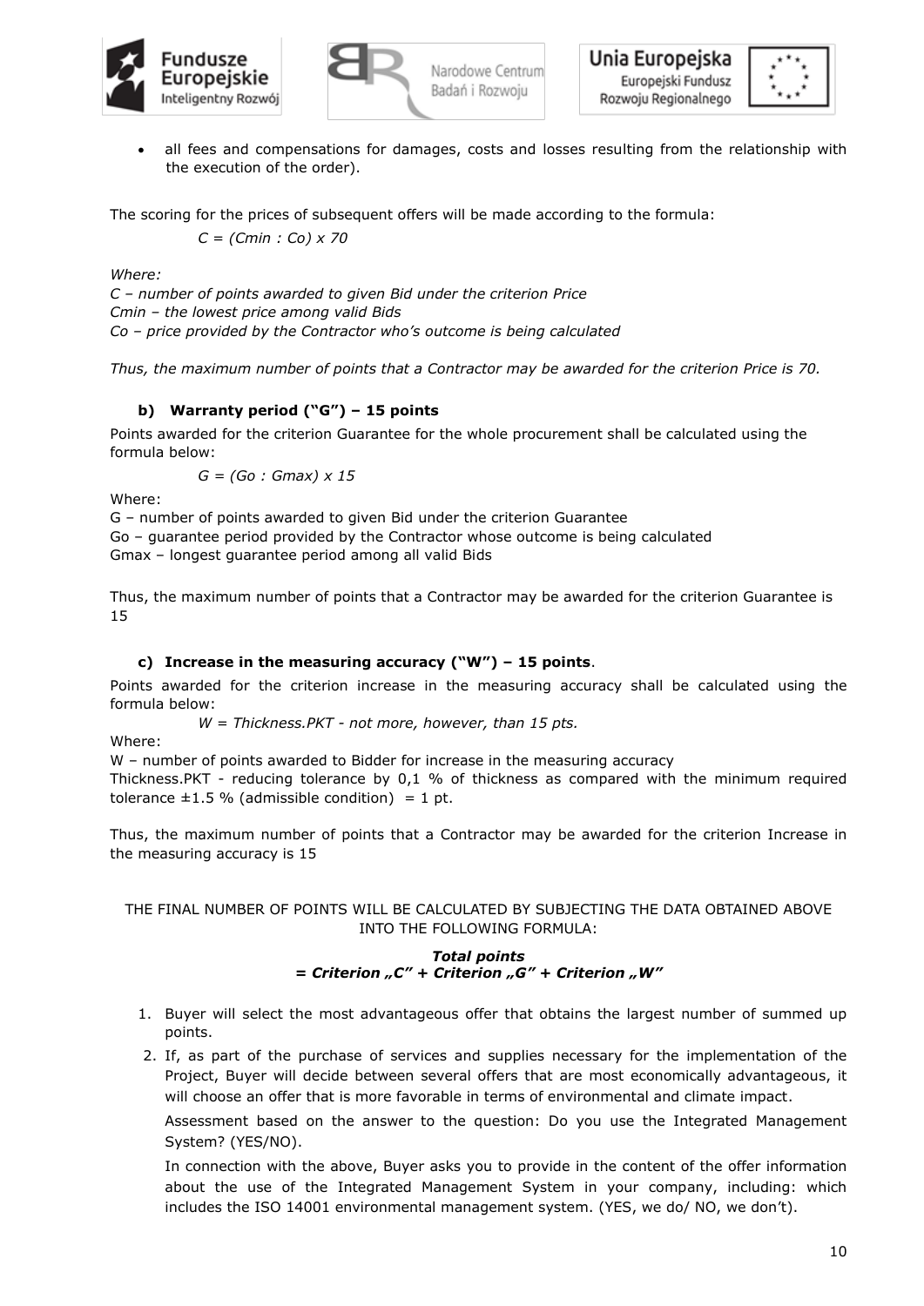- all fees and compensations for damages, costs and losses resulting from the relationship with the execution of the order).

The scoring for the prices of subsequent offers will be made according to the formula:

*C = (Cmin : Co) x 70*

*Where:*

*C – number of points awarded to given Bid under the criterion Price*
*Cmin – the lowest price among valid Bids*
*Co – price provided by the Contractor who's outcome is being calculated*

*Thus, the maximum number of points that a Contractor may be awarded for the criterion Price is 70.*

### b) Warranty period ("G") – 15 points

Points awarded for the criterion Guarantee for the whole procurement shall be calculated using the formula below:

*G = (Go : Gmax) x 15*

Where:

G – number of points awarded to given Bid under the criterion Guarantee
Go – guarantee period provided by the Contractor whose outcome is being calculated
Gmax – longest guarantee period among all valid Bids

Thus, the maximum number of points that a Contractor may be awarded for the criterion Guarantee is 15

### c) Increase in the measuring accuracy ("W") – 15 points.

Points awarded for the criterion increase in the measuring accuracy shall be calculated using the formula below:

*W = Thickness.PKT - not more, however, than 15 pts.*

Where:

W – number of points awarded to Bidder for increase in the measuring accuracy
Thickness.PKT - reducing tolerance by 0,1 % of thickness as compared with the minimum required tolerance ±1.5 % (admissible condition) = 1 pt.

Thus, the maximum number of points that a Contractor may be awarded for the criterion Increase in the measuring accuracy is 15

THE FINAL NUMBER OF POINTS WILL BE CALCULATED BY SUBJECTING THE DATA OBTAINED ABOVE INTO THE FOLLOWING FORMULA:

***Total points***
***= Criterion „C" + Criterion „G" + Criterion „W"***

1. Buyer will select the most advantageous offer that obtains the largest number of summed up points.
2. If, as part of the purchase of services and supplies necessary for the implementation of the Project, Buyer will decide between several offers that are most economically advantageous, it will choose an offer that is more favorable in terms of environmental and climate impact.

   Assessment based on the answer to the question: Do you use the Integrated Management System? (YES/NO).

   In connection with the above, Buyer asks you to provide in the content of the offer information about the use of the Integrated Management System in your company, including: which includes the ISO 14001 environmental management system. (YES, we do/ NO, we don't).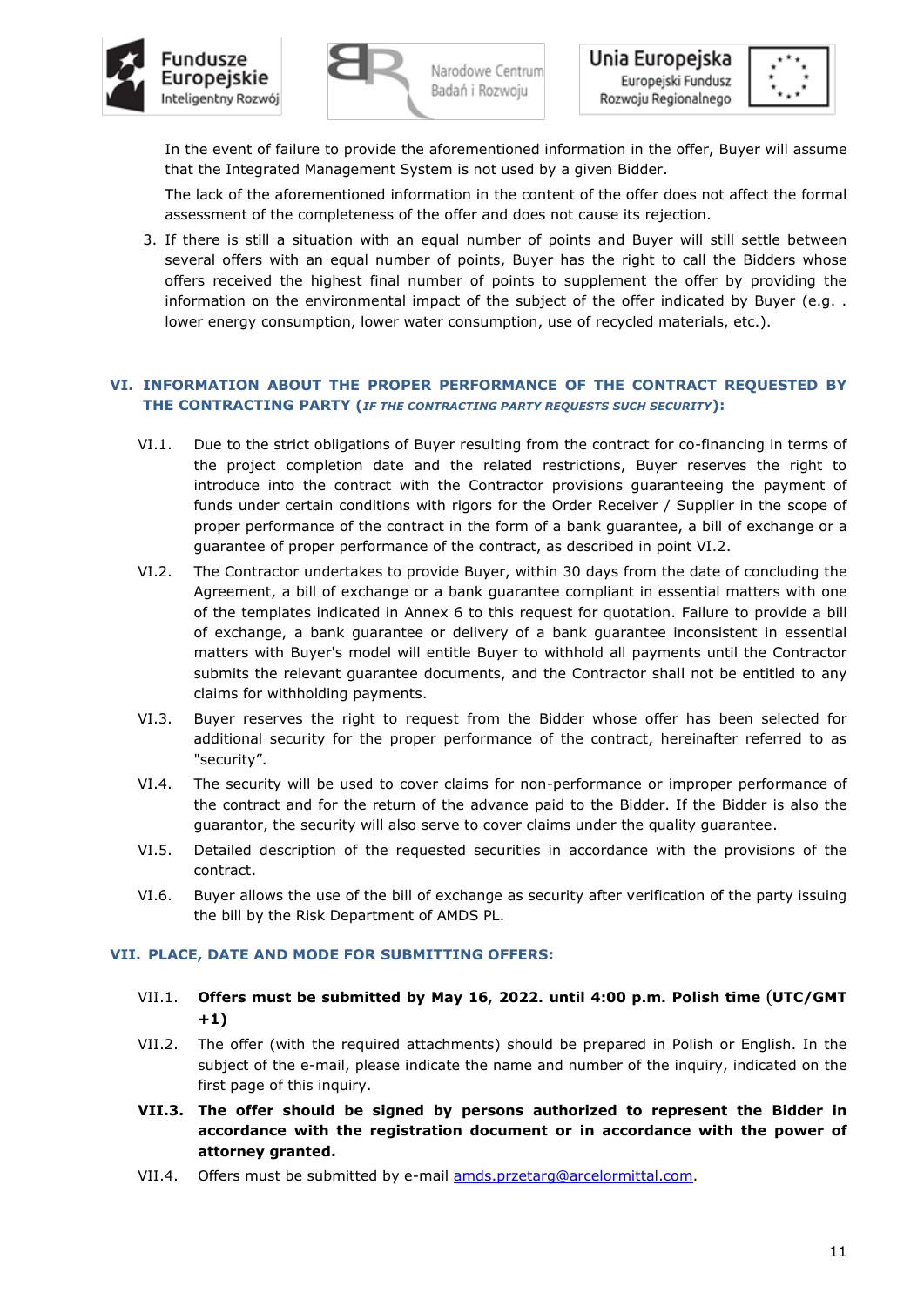In the event of failure to provide the aforementioned information in the offer, Buyer will assume that the Integrated Management System is not used by a given Bidder.

The lack of the aforementioned information in the content of the offer does not affect the formal assessment of the completeness of the offer and does not cause its rejection.

3. If there is still a situation with an equal number of points and Buyer will still settle between several offers with an equal number of points, Buyer has the right to call the Bidders whose offers received the highest final number of points to supplement the offer by providing the information on the environmental impact of the subject of the offer indicated by Buyer (e.g. . lower energy consumption, lower water consumption, use of recycled materials, etc.).

## VI. INFORMATION ABOUT THE PROPER PERFORMANCE OF THE CONTRACT REQUESTED BY THE CONTRACTING PARTY (*IF THE CONTRACTING PARTY REQUESTS SUCH SECURITY*):

VI.1. Due to the strict obligations of Buyer resulting from the contract for co-financing in terms of the project completion date and the related restrictions, Buyer reserves the right to introduce into the contract with the Contractor provisions guaranteeing the payment of funds under certain conditions with rigors for the Order Receiver / Supplier in the scope of proper performance of the contract in the form of a bank guarantee, a bill of exchange or a guarantee of proper performance of the contract, as described in point VI.2.

VI.2. The Contractor undertakes to provide Buyer, within 30 days from the date of concluding the Agreement, a bill of exchange or a bank guarantee compliant in essential matters with one of the templates indicated in Annex 6 to this request for quotation. Failure to provide a bill of exchange, a bank guarantee or delivery of a bank guarantee inconsistent in essential matters with Buyer's model will entitle Buyer to withhold all payments until the Contractor submits the relevant guarantee documents, and the Contractor shall not be entitled to any claims for withholding payments.

VI.3. Buyer reserves the right to request from the Bidder whose offer has been selected for additional security for the proper performance of the contract, hereinafter referred to as "security".

VI.4. The security will be used to cover claims for non-performance or improper performance of the contract and for the return of the advance paid to the Bidder. If the Bidder is also the guarantor, the security will also serve to cover claims under the quality guarantee.

VI.5. Detailed description of the requested securities in accordance with the provisions of the contract.

VI.6. Buyer allows the use of the bill of exchange as security after verification of the party issuing the bill by the Risk Department of AMDS PL.

## VII. PLACE, DATE AND MODE FOR SUBMITTING OFFERS:

VII.1. **Offers must be submitted by May 16, 2022. until 4:00 p.m. Polish time (UTC/GMT +1)**

VII.2. The offer (with the required attachments) should be prepared in Polish or English. In the subject of the e-mail, please indicate the name and number of the inquiry, indicated on the first page of this inquiry.

**VII.3. The offer should be signed by persons authorized to represent the Bidder in accordance with the registration document or in accordance with the power of attorney granted.**

VII.4. Offers must be submitted by e-mail amds.przetarg@arcelormittal.com.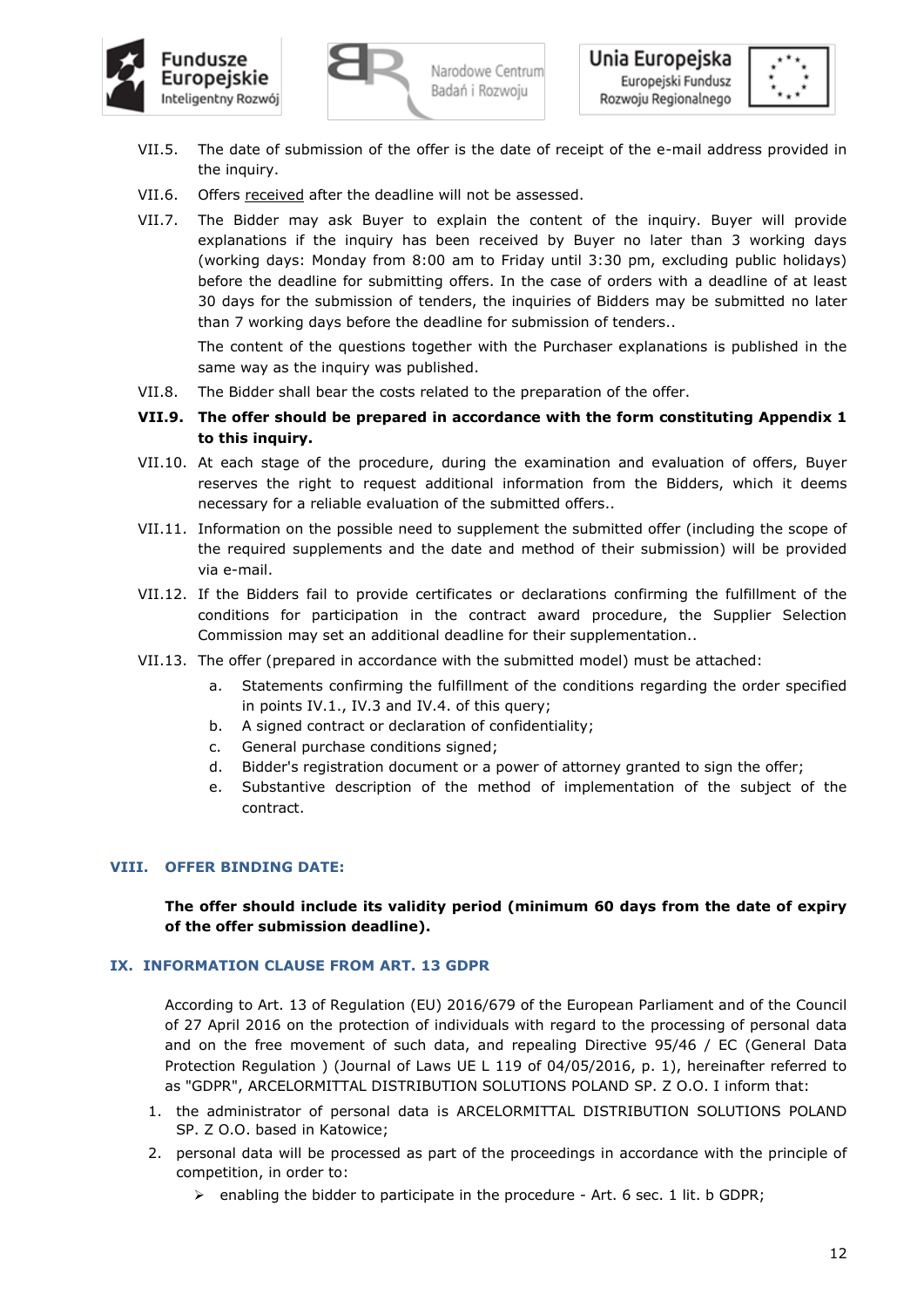VII.5. The date of submission of the offer is the date of receipt of the e-mail address provided in the inquiry.

VII.6. Offers received after the deadline will not be assessed.

VII.7. The Bidder may ask Buyer to explain the content of the inquiry. Buyer will provide explanations if the inquiry has been received by Buyer no later than 3 working days (working days: Monday from 8:00 am to Friday until 3:30 pm, excluding public holidays) before the deadline for submitting offers. In the case of orders with a deadline of at least 30 days for the submission of tenders, the inquiries of Bidders may be submitted no later than 7 working days before the deadline for submission of tenders..

The content of the questions together with the Purchaser explanations is published in the same way as the inquiry was published.

VII.8. The Bidder shall bear the costs related to the preparation of the offer.

**VII.9. The offer should be prepared in accordance with the form constituting Appendix 1 to this inquiry.**

VII.10. At each stage of the procedure, during the examination and evaluation of offers, Buyer reserves the right to request additional information from the Bidders, which it deems necessary for a reliable evaluation of the submitted offers..

VII.11. Information on the possible need to supplement the submitted offer (including the scope of the required supplements and the date and method of their submission) will be provided via e-mail.

VII.12. If the Bidders fail to provide certificates or declarations confirming the fulfillment of the conditions for participation in the contract award procedure, the Supplier Selection Commission may set an additional deadline for their supplementation..

VII.13. The offer (prepared in accordance with the submitted model) must be attached:

a. Statements confirming the fulfillment of the conditions regarding the order specified in points IV.1., IV.3 and IV.4. of this query;
b. A signed contract or declaration of confidentiality;
c. General purchase conditions signed;
d. Bidder's registration document or a power of attorney granted to sign the offer;
e. Substantive description of the method of implementation of the subject of the contract.

## VIII. OFFER BINDING DATE:

**The offer should include its validity period (minimum 60 days from the date of expiry of the offer submission deadline).**

## IX. INFORMATION CLAUSE FROM ART. 13 GDPR

According to Art. 13 of Regulation (EU) 2016/679 of the European Parliament and of the Council of 27 April 2016 on the protection of individuals with regard to the processing of personal data and on the free movement of such data, and repealing Directive 95/46 / EC (General Data Protection Regulation ) (Journal of Laws UE L 119 of 04/05/2016, p. 1), hereinafter referred to as "GDPR", ARCELORMITTAL DISTRIBUTION SOLUTIONS POLAND SP. Z O.O. I inform that:

1. the administrator of personal data is ARCELORMITTAL DISTRIBUTION SOLUTIONS POLAND SP. Z O.O. based in Katowice;
2. personal data will be processed as part of the proceedings in accordance with the principle of competition, in order to:
   - enabling the bidder to participate in the procedure - Art. 6 sec. 1 lit. b GDPR;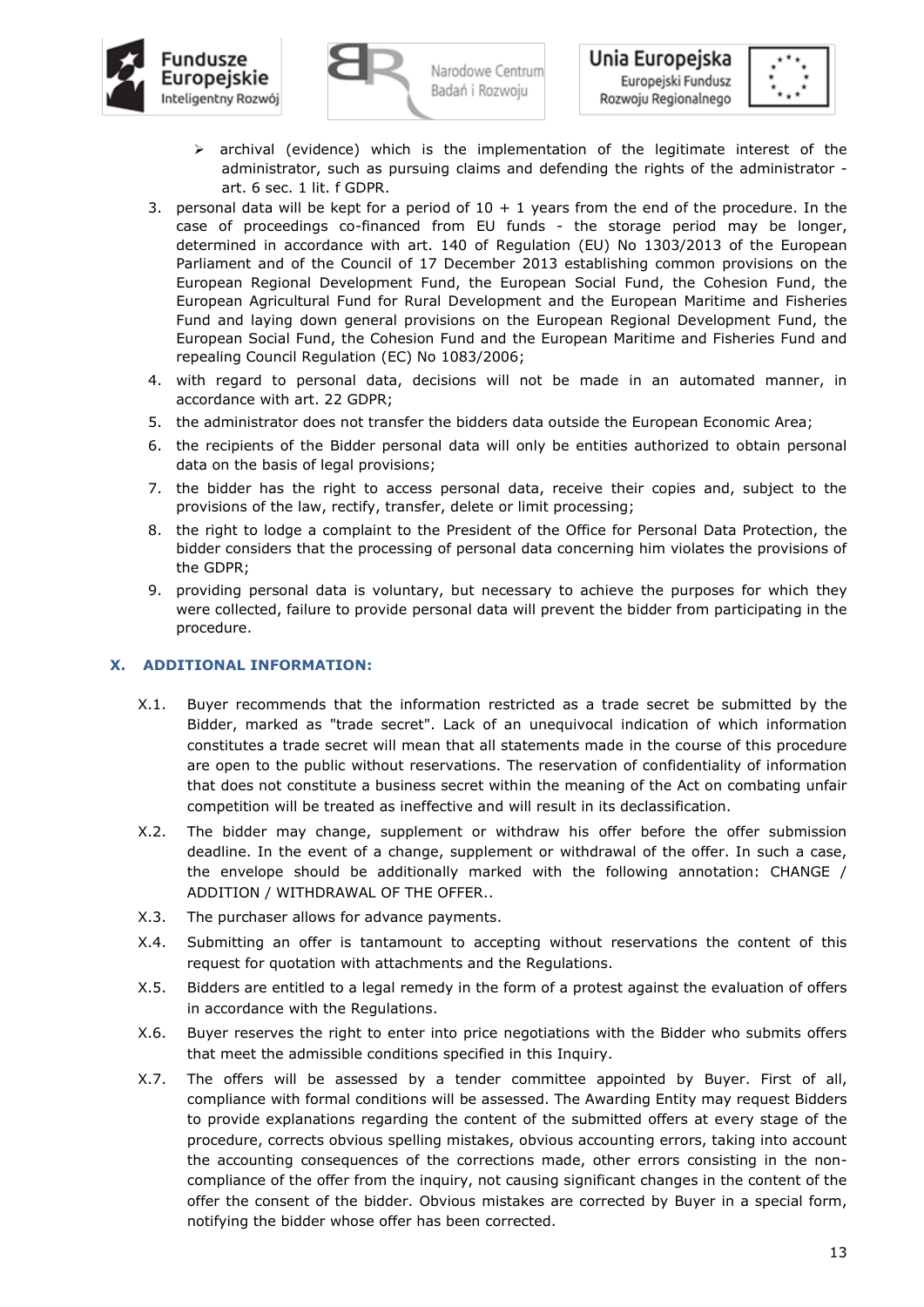- archival (evidence) which is the implementation of the legitimate interest of the administrator, such as pursuing claims and defending the rights of the administrator - art. 6 sec. 1 lit. f GDPR.

3. personal data will be kept for a period of 10 + 1 years from the end of the procedure. In the case of proceedings co-financed from EU funds - the storage period may be longer, determined in accordance with art. 140 of Regulation (EU) No 1303/2013 of the European Parliament and of the Council of 17 December 2013 establishing common provisions on the European Regional Development Fund, the European Social Fund, the Cohesion Fund, the European Agricultural Fund for Rural Development and the European Maritime and Fisheries Fund and laying down general provisions on the European Regional Development Fund, the European Social Fund, the Cohesion Fund and the European Maritime and Fisheries Fund and repealing Council Regulation (EC) No 1083/2006;
4. with regard to personal data, decisions will not be made in an automated manner, in accordance with art. 22 GDPR;
5. the administrator does not transfer the bidders data outside the European Economic Area;
6. the recipients of the Bidder personal data will only be entities authorized to obtain personal data on the basis of legal provisions;
7. the bidder has the right to access personal data, receive their copies and, subject to the provisions of the law, rectify, transfer, delete or limit processing;
8. the right to lodge a complaint to the President of the Office for Personal Data Protection, the bidder considers that the processing of personal data concerning him violates the provisions of the GDPR;
9. providing personal data is voluntary, but necessary to achieve the purposes for which they were collected, failure to provide personal data will prevent the bidder from participating in the procedure.

## X. ADDITIONAL INFORMATION:

X.1. Buyer recommends that the information restricted as a trade secret be submitted by the Bidder, marked as "trade secret". Lack of an unequivocal indication of which information constitutes a trade secret will mean that all statements made in the course of this procedure are open to the public without reservations. The reservation of confidentiality of information that does not constitute a business secret within the meaning of the Act on combating unfair competition will be treated as ineffective and will result in its declassification.

X.2. The bidder may change, supplement or withdraw his offer before the offer submission deadline. In the event of a change, supplement or withdrawal of the offer. In such a case, the envelope should be additionally marked with the following annotation: CHANGE / ADDITION / WITHDRAWAL OF THE OFFER..

X.3. The purchaser allows for advance payments.

X.4. Submitting an offer is tantamount to accepting without reservations the content of this request for quotation with attachments and the Regulations.

X.5. Bidders are entitled to a legal remedy in the form of a protest against the evaluation of offers in accordance with the Regulations.

X.6. Buyer reserves the right to enter into price negotiations with the Bidder who submits offers that meet the admissible conditions specified in this Inquiry.

X.7. The offers will be assessed by a tender committee appointed by Buyer. First of all, compliance with formal conditions will be assessed. The Awarding Entity may request Bidders to provide explanations regarding the content of the submitted offers at every stage of the procedure, corrects obvious spelling mistakes, obvious accounting errors, taking into account the accounting consequences of the corrections made, other errors consisting in the non-compliance of the offer from the inquiry, not causing significant changes in the content of the offer the consent of the bidder. Obvious mistakes are corrected by Buyer in a special form, notifying the bidder whose offer has been corrected.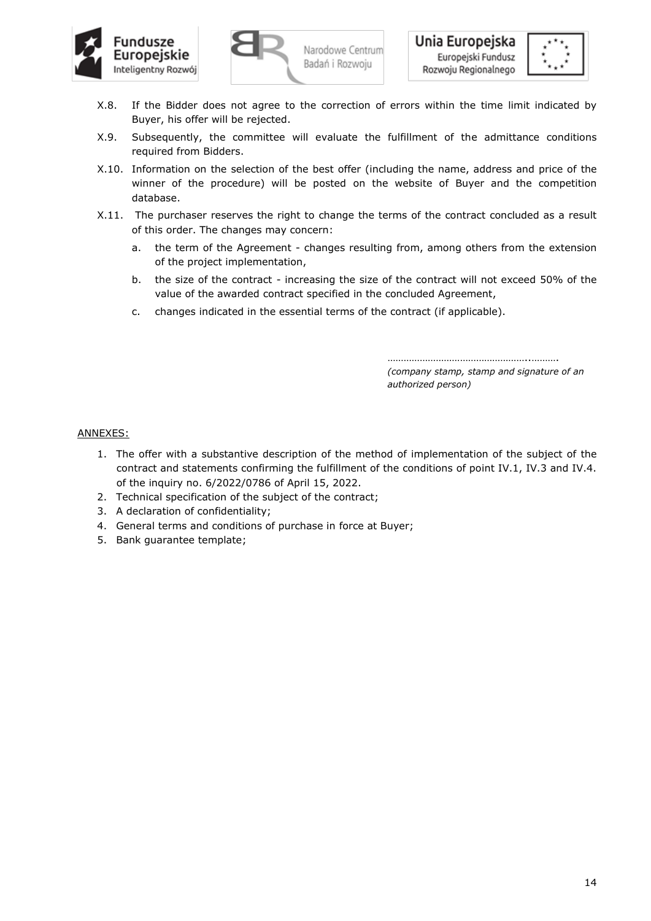X.8. If the Bidder does not agree to the correction of errors within the time limit indicated by Buyer, his offer will be rejected.

X.9. Subsequently, the committee will evaluate the fulfillment of the admittance conditions required from Bidders.

X.10. Information on the selection of the best offer (including the name, address and price of the winner of the procedure) will be posted on the website of Buyer and the competition database.

X.11. The purchaser reserves the right to change the terms of the contract concluded as a result of this order. The changes may concern:

a. the term of the Agreement - changes resulting from, among others from the extension of the project implementation,

b. the size of the contract - increasing the size of the contract will not exceed 50% of the value of the awarded contract specified in the concluded Agreement,

c. changes indicated in the essential terms of the contract (if applicable).

……………………………………………..……….
*(company stamp, stamp and signature of an authorized person)*

ANNEXES:

1. The offer with a substantive description of the method of implementation of the subject of the contract and statements confirming the fulfillment of the conditions of point IV.1, IV.3 and IV.4. of the inquiry no. 6/2022/0786 of April 15, 2022.
2. Technical specification of the subject of the contract;
3. A declaration of confidentiality;
4. General terms and conditions of purchase in force at Buyer;
5. Bank guarantee template;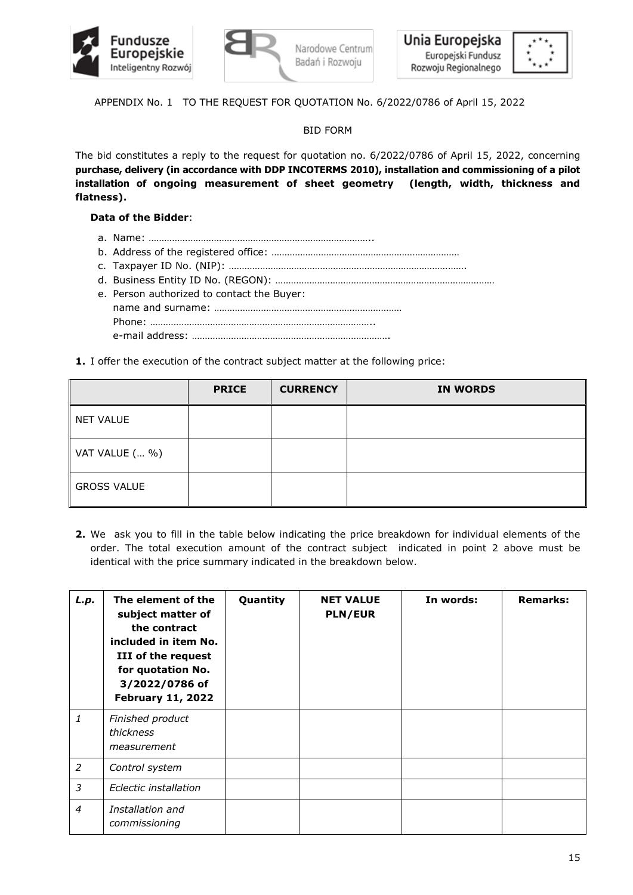APPENDIX No. 1 TO THE REQUEST FOR QUOTATION No. 6/2022/0786 of April 15, 2022

BID FORM

The bid constitutes a reply to the request for quotation no. 6/2022/0786 of April 15, 2022, concerning **purchase, delivery (in accordance with DDP INCOTERMS 2010), installation and commissioning of a pilot installation of ongoing measurement of sheet geometry (length, width, thickness and flatness).**

**Data of the Bidder**:

a. Name: …………………………………………………………………………..
b. Address of the registered office: ………………………………………………………………
c. Taxpayer ID No. (NIP): ……………………………………………………………………………….
d. Business Entity ID No. (REGON): …………………………………………………………………………
e. Person authorized to contact the Buyer:
   name and surname: ………………………………………………………………
   Phone: …………………………………………………………………………..
   e-mail address: ………………………………………………………………….

**1.** I offer the execution of the contract subject matter at the following price:

| | **PRICE** | **CURRENCY** | **IN WORDS** |
|---|---|---|---|
| NET VALUE | | | |
| VAT VALUE (… %) | | | |
| GROSS VALUE | | | |

**2.** We ask you to fill in the table below indicating the price breakdown for individual elements of the order. The total execution amount of the contract subject indicated in point 2 above must be identical with the price summary indicated in the breakdown below.

| *L.p.* | **The element of the subject matter of the contract included in item No. III of the request for quotation No. 3/2022/0786 of February 11, 2022** | **Quantity** | **NET VALUE PLN/EUR** | **In words:** | **Remarks:** |
|---|---|---|---|---|---|
| *1* | *Finished product thickness measurement* | | | | |
| *2* | *Control system* | | | | |
| *3* | *Eclectic installation* | | | | |
| *4* | *Installation and commissioning* | | | | |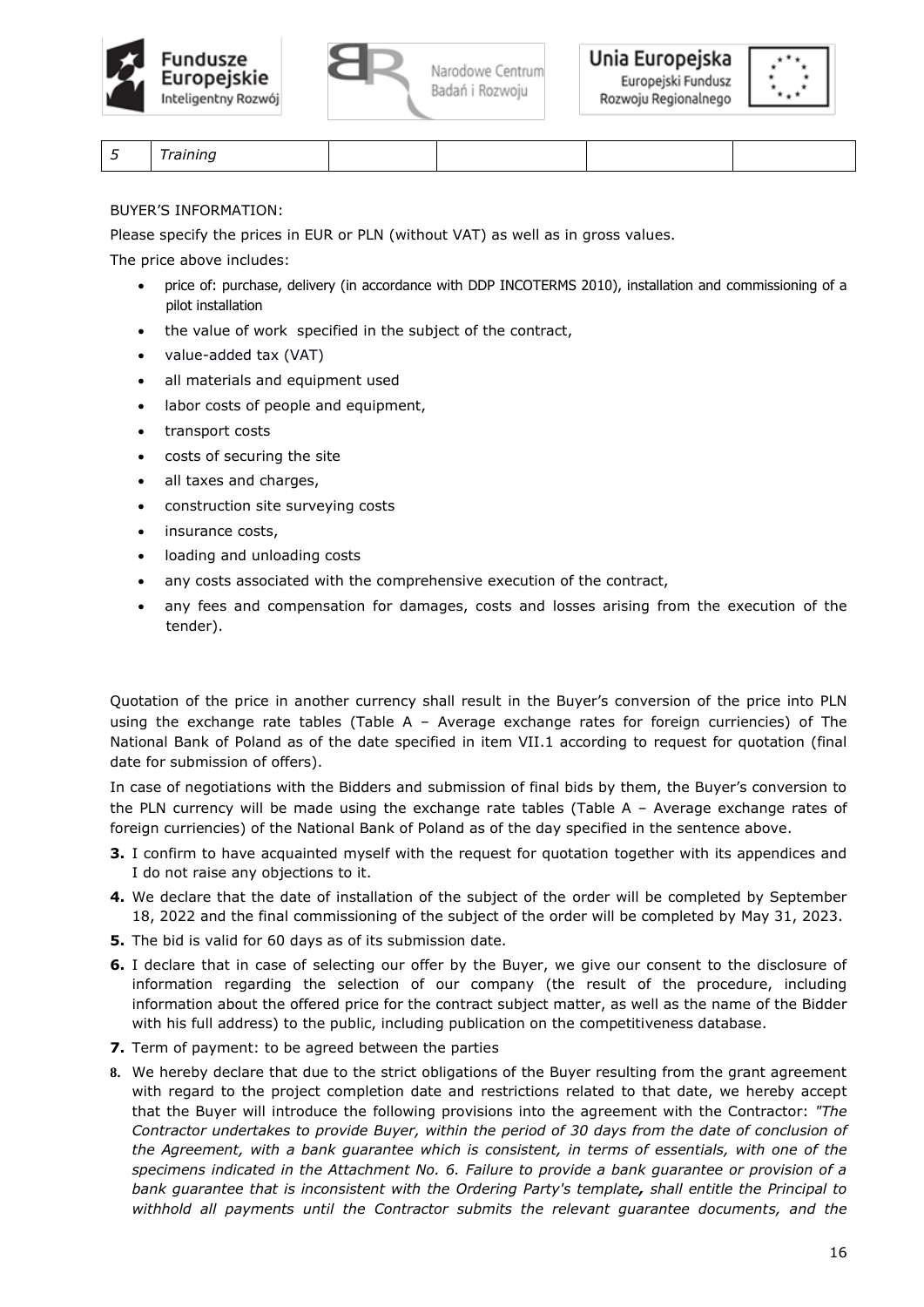| 5 | *Training* | | | | |
|---|---|---|---|---|---|

BUYER'S INFORMATION:

Please specify the prices in EUR or PLN (without VAT) as well as in gross values.

The price above includes:

- price of: purchase, delivery (in accordance with DDP INCOTERMS 2010), installation and commissioning of a pilot installation
- the value of work specified in the subject of the contract,
- value-added tax (VAT)
- all materials and equipment used
- labor costs of people and equipment,
- transport costs
- costs of securing the site
- all taxes and charges,
- construction site surveying costs
- insurance costs,
- loading and unloading costs
- any costs associated with the comprehensive execution of the contract,
- any fees and compensation for damages, costs and losses arising from the execution of the tender).

Quotation of the price in another currency shall result in the Buyer's conversion of the price into PLN using the exchange rate tables (Table A – Average exchange rates for foreign curriencies) of The National Bank of Poland as of the date specified in item VII.1 according to request for quotation (final date for submission of offers).

In case of negotiations with the Bidders and submission of final bids by them, the Buyer's conversion to the PLN currency will be made using the exchange rate tables (Table A – Average exchange rates of foreign curriencies) of the National Bank of Poland as of the day specified in the sentence above.

**3.** I confirm to have acquainted myself with the request for quotation together with its appendices and I do not raise any objections to it.

**4.** We declare that the date of installation of the subject of the order will be completed by September 18, 2022 and the final commissioning of the subject of the order will be completed by May 31, 2023.

**5.** The bid is valid for 60 days as of its submission date.

**6.** I declare that in case of selecting our offer by the Buyer, we give our consent to the disclosure of information regarding the selection of our company (the result of the procedure, including information about the offered price for the contract subject matter, as well as the name of the Bidder with his full address) to the public, including publication on the competitiveness database.

**7.** Term of payment: to be agreed between the parties

**8.** We hereby declare that due to the strict obligations of the Buyer resulting from the grant agreement with regard to the project completion date and restrictions related to that date, we hereby accept that the Buyer will introduce the following provisions into the agreement with the Contractor: *"The Contractor undertakes to provide Buyer, within the period of 30 days from the date of conclusion of the Agreement, with a bank guarantee which is consistent, in terms of essentials, with one of the specimens indicated in the Attachment No. 6. Failure to provide a bank guarantee or provision of a bank guarantee that is inconsistent with the Ordering Party's template**,** shall entitle the Principal to withhold all payments until the Contractor submits the relevant guarantee documents, and the*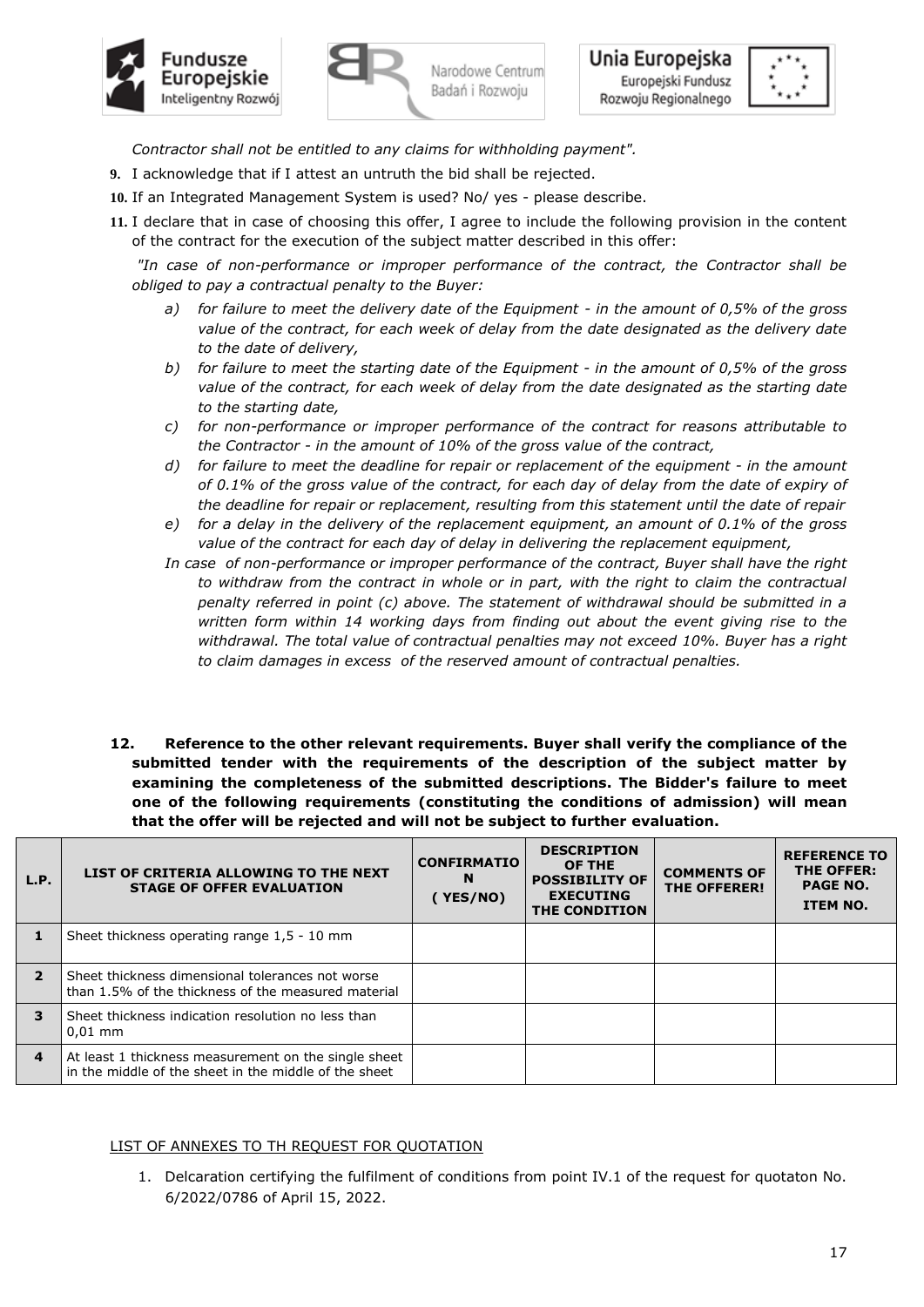*Contractor shall not be entitled to any claims for withholding payment".*

9. I acknowledge that if I attest an untruth the bid shall be rejected.
10. If an Integrated Management System is used? No/ yes - please describe.
11. I declare that in case of choosing this offer, I agree to include the following provision in the content of the contract for the execution of the subject matter described in this offer:

*"In case of non-performance or improper performance of the contract, the Contractor shall be obliged to pay a contractual penalty to the Buyer:*

*a) for failure to meet the delivery date of the Equipment - in the amount of 0,5% of the gross value of the contract, for each week of delay from the date designated as the delivery date to the date of delivery,*

*b) for failure to meet the starting date of the Equipment - in the amount of 0,5% of the gross value of the contract, for each week of delay from the date designated as the starting date to the starting date,*

*c) for non-performance or improper performance of the contract for reasons attributable to the Contractor - in the amount of 10% of the gross value of the contract,*

*d) for failure to meet the deadline for repair or replacement of the equipment - in the amount of 0.1% of the gross value of the contract, for each day of delay from the date of expiry of the deadline for repair or replacement, resulting from this statement until the date of repair*

*e) for a delay in the delivery of the replacement equipment, an amount of 0.1% of the gross value of the contract for each day of delay in delivering the replacement equipment,*

*In case of non-performance or improper performance of the contract, Buyer shall have the right to withdraw from the contract in whole or in part, with the right to claim the contractual penalty referred in point (c) above. The statement of withdrawal should be submitted in a written form within 14 working days from finding out about the event giving rise to the withdrawal. The total value of contractual penalties may not exceed 10%. Buyer has a right to claim damages in excess of the reserved amount of contractual penalties.*

**12. Reference to the other relevant requirements. Buyer shall verify the compliance of the submitted tender with the requirements of the description of the subject matter by examining the completeness of the submitted descriptions. The Bidder's failure to meet one of the following requirements (constituting the conditions of admission) will mean that the offer will be rejected and will not be subject to further evaluation.**

| L.P. | LIST OF CRITERIA ALLOWING TO THE NEXT STAGE OF OFFER EVALUATION | CONFIRMATION (YES/NO) | DESCRIPTION OF THE POSSIBILITY OF EXECUTING THE CONDITION | COMMENTS OF THE OFFERER! | REFERENCE TO THE OFFER: PAGE NO. ITEM NO. |
|---|---|---|---|---|---|
| 1 | Sheet thickness operating range 1,5 - 10 mm | | | | |
| 2 | Sheet thickness dimensional tolerances not worse than 1.5% of the thickness of the measured material | | | | |
| 3 | Sheet thickness indication resolution no less than 0,01 mm | | | | |
| 4 | At least 1 thickness measurement on the single sheet in the middle of the sheet in the middle of the sheet | | | | |

LIST OF ANNEXES TO TH REQUEST FOR QUOTATION

1. Delcaration certifying the fulfilment of conditions from point IV.1 of the request for quotaton No. 6/2022/0786 of April 15, 2022.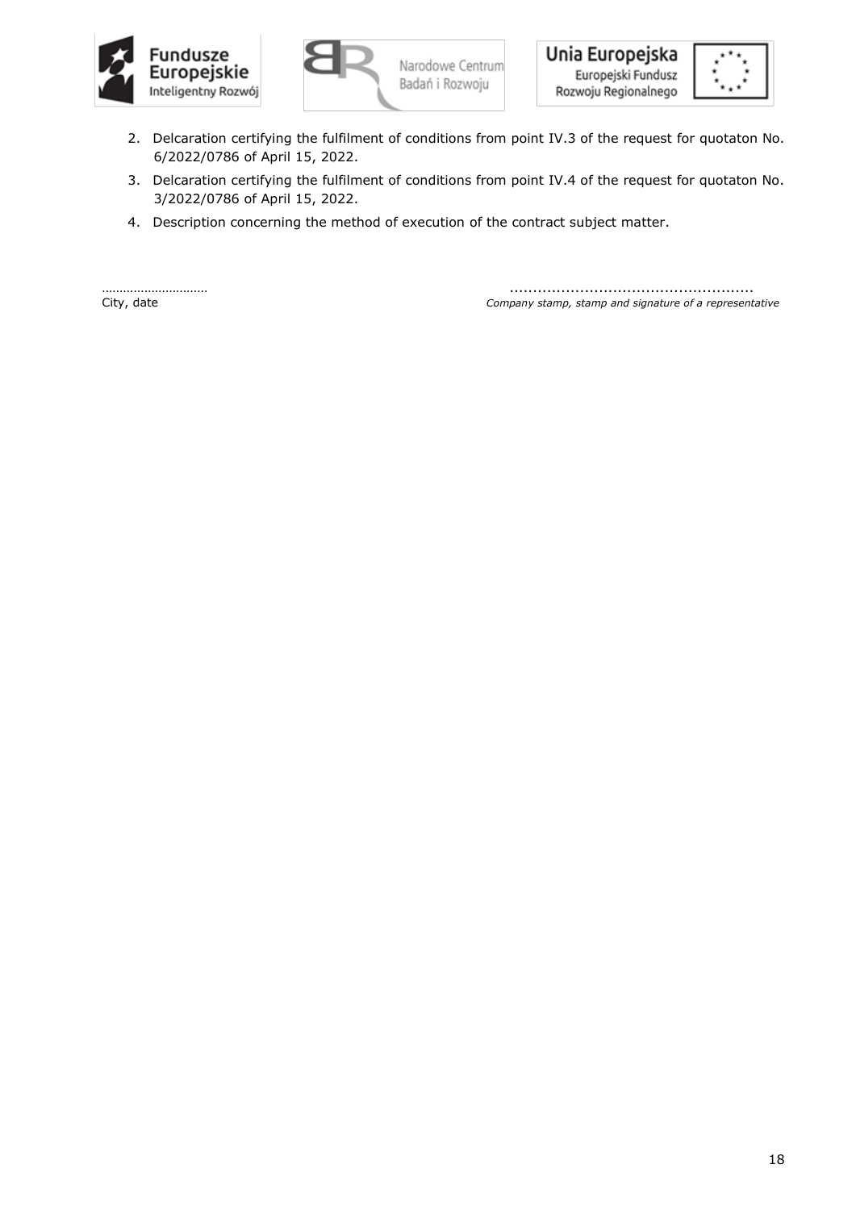2. Delcaration certifying the fulfilment of conditions from point IV.3 of the request for quotaton No. 6/2022/0786 of April 15, 2022.
3. Delcaration certifying the fulfilment of conditions from point IV.4 of the request for quotaton No. 3/2022/0786 of April 15, 2022.
4. Description concerning the method of execution of the contract subject matter.

…………………………
City, date

...................................................
*Company stamp, stamp and signature of a representative*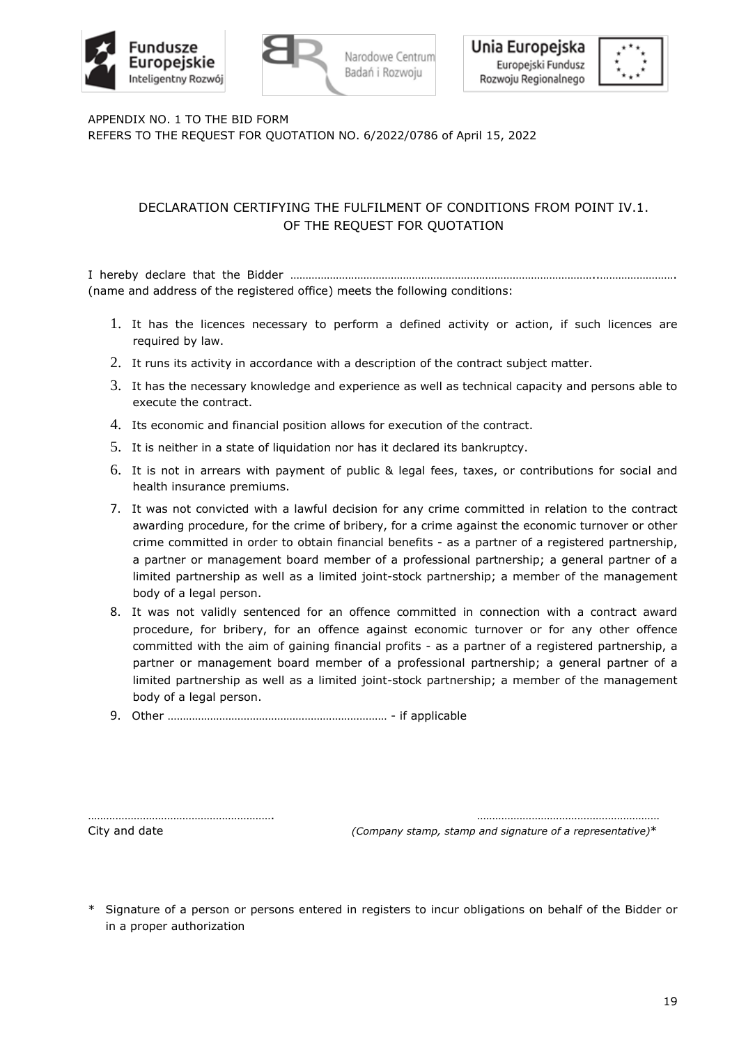APPENDIX NO. 1 TO THE BID FORM
REFERS TO THE REQUEST FOR QUOTATION NO. 6/2022/0786 of April 15, 2022

## DECLARATION CERTIFYING THE FULFILMENT OF CONDITIONS FROM POINT IV.1. OF THE REQUEST FOR QUOTATION

I hereby declare that the Bidder ……………………………………………………………………………………..…………………….
(name and address of the registered office) meets the following conditions:

1. It has the licences necessary to perform a defined activity or action, if such licences are required by law.
2. It runs its activity in accordance with a description of the contract subject matter.
3. It has the necessary knowledge and experience as well as technical capacity and persons able to execute the contract.
4. Its economic and financial position allows for execution of the contract.
5. It is neither in a state of liquidation nor has it declared its bankruptcy.
6. It is not in arrears with payment of public & legal fees, taxes, or contributions for social and health insurance premiums.
7. It was not convicted with a lawful decision for any crime committed in relation to the contract awarding procedure, for the crime of bribery, for a crime against the economic turnover or other crime committed in order to obtain financial benefits - as a partner of a registered partnership, a partner or management board member of a professional partnership; a general partner of a limited partnership as well as a limited joint-stock partnership; a member of the management body of a legal person.
8. It was not validly sentenced for an offence committed in connection with a contract award procedure, for bribery, for an offence against economic turnover or for any other offence committed with the aim of gaining financial profits - as a partner of a registered partnership, a partner or management board member of a professional partnership; a general partner of a limited partnership as well as a limited joint-stock partnership; a member of the management body of a legal person.
9. Other ……………………………………………………………… - if applicable

……………………………………………………. ……………………………………………………
City and date *(Company stamp, stamp and signature of a representative)*\*

\* Signature of a person or persons entered in registers to incur obligations on behalf of the Bidder or in a proper authorization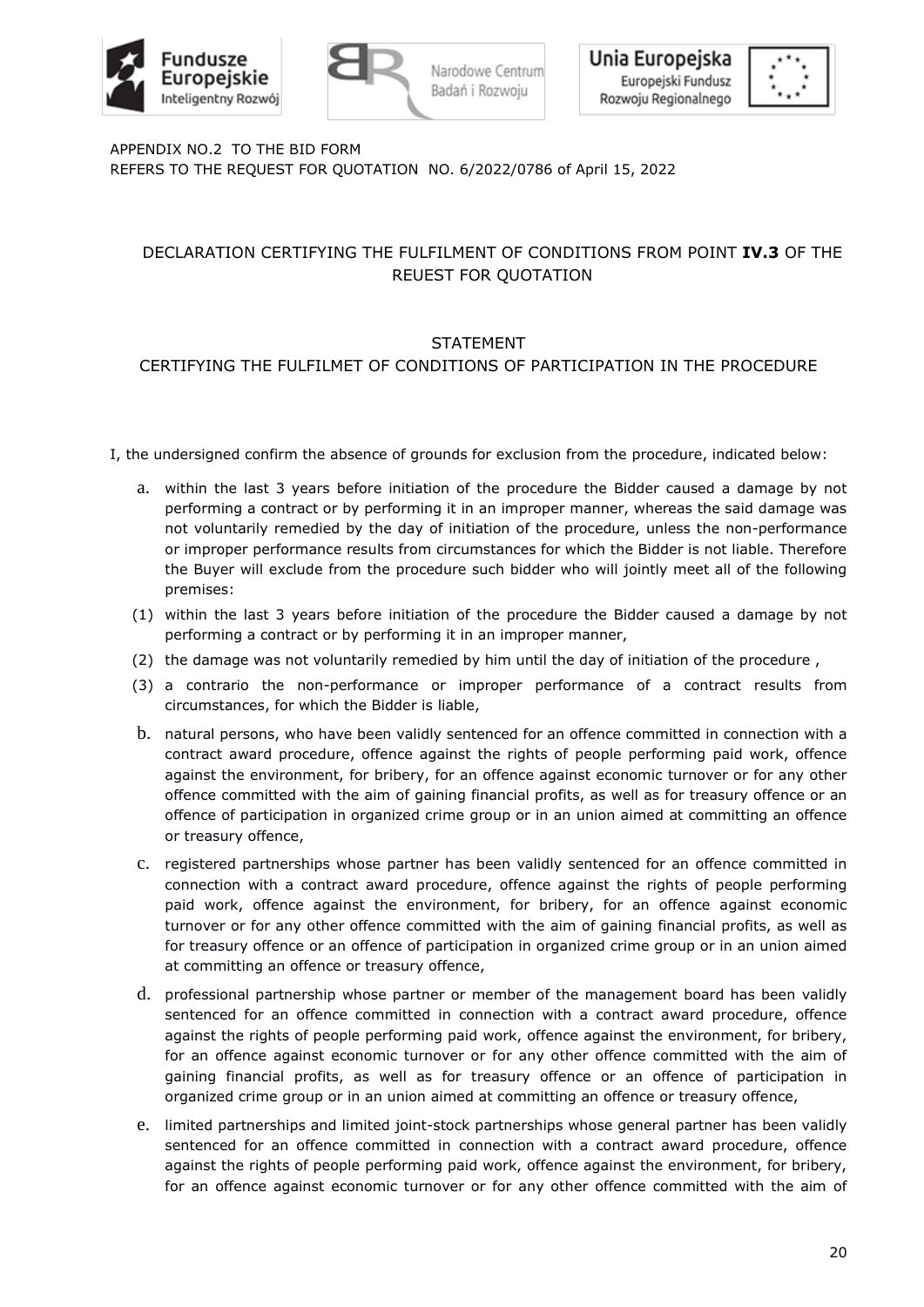APPENDIX NO.2 TO THE BID FORM
REFERS TO THE REQUEST FOR QUOTATION NO. 6/2022/0786 of April 15, 2022

## DECLARATION CERTIFYING THE FULFILMENT OF CONDITIONS FROM POINT **IV.3** OF THE REUEST FOR QUOTATION

## STATEMENT
## CERTIFYING THE FULFILMET OF CONDITIONS OF PARTICIPATION IN THE PROCEDURE

I, the undersigned confirm the absence of grounds for exclusion from the procedure, indicated below:

a. within the last 3 years before initiation of the procedure the Bidder caused a damage by not performing a contract or by performing it in an improper manner, whereas the said damage was not voluntarily remedied by the day of initiation of the procedure, unless the non-performance or improper performance results from circumstances for which the Bidder is not liable. Therefore the Buyer will exclude from the procedure such bidder who will jointly meet all of the following premises:

(1) within the last 3 years before initiation of the procedure the Bidder caused a damage by not performing a contract or by performing it in an improper manner,

(2) the damage was not voluntarily remedied by him until the day of initiation of the procedure ,

(3) a contrario the non-performance or improper performance of a contract results from circumstances, for which the Bidder is liable,

b. natural persons, who have been validly sentenced for an offence committed in connection with a contract award procedure, offence against the rights of people performing paid work, offence against the environment, for bribery, for an offence against economic turnover or for any other offence committed with the aim of gaining financial profits, as well as for treasury offence or an offence of participation in organized crime group or in an union aimed at committing an offence or treasury offence,

c. registered partnerships whose partner has been validly sentenced for an offence committed in connection with a contract award procedure, offence against the rights of people performing paid work, offence against the environment, for bribery, for an offence against economic turnover or for any other offence committed with the aim of gaining financial profits, as well as for treasury offence or an offence of participation in organized crime group or in an union aimed at committing an offence or treasury offence,

d. professional partnership whose partner or member of the management board has been validly sentenced for an offence committed in connection with a contract award procedure, offence against the rights of people performing paid work, offence against the environment, for bribery, for an offence against economic turnover or for any other offence committed with the aim of gaining financial profits, as well as for treasury offence or an offence of participation in organized crime group or in an union aimed at committing an offence or treasury offence,

e. limited partnerships and limited joint-stock partnerships whose general partner has been validly sentenced for an offence committed in connection with a contract award procedure, offence against the rights of people performing paid work, offence against the environment, for bribery, for an offence against economic turnover or for any other offence committed with the aim of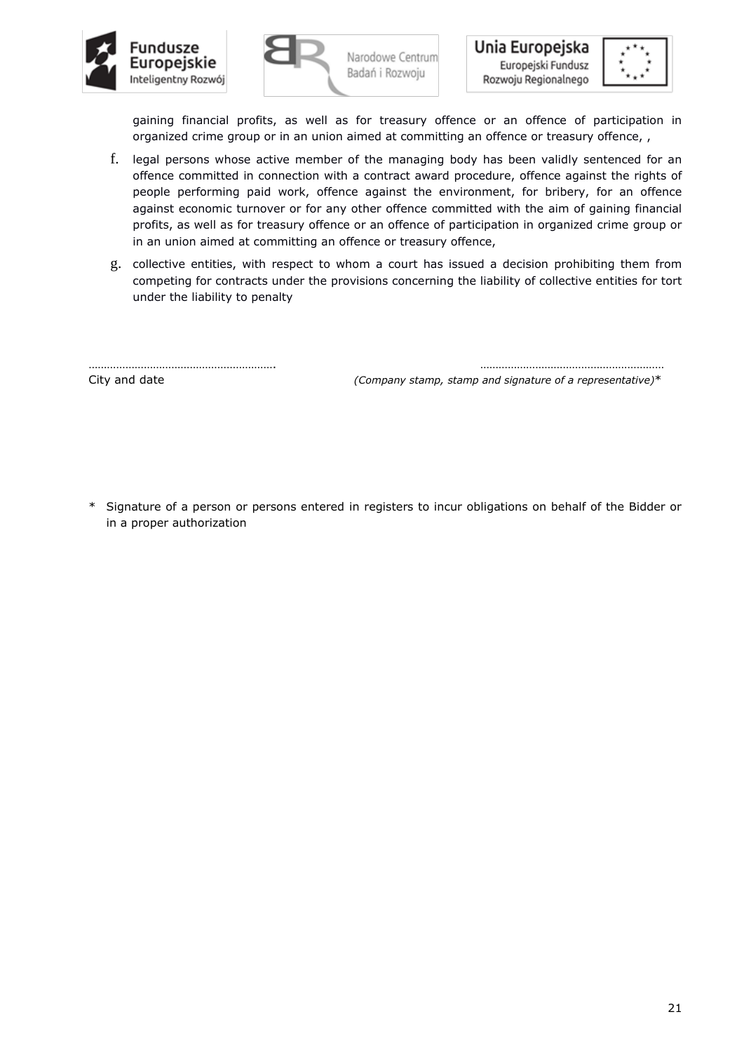gaining financial profits, as well as for treasury offence or an offence of participation in organized crime group or in an union aimed at committing an offence or treasury offence, ,

f. legal persons whose active member of the managing body has been validly sentenced for an offence committed in connection with a contract award procedure, offence against the rights of people performing paid work, offence against the environment, for bribery, for an offence against economic turnover or for any other offence committed with the aim of gaining financial profits, as well as for treasury offence or an offence of participation in organized crime group or in an union aimed at committing an offence or treasury offence,

g. collective entities, with respect to whom a court has issued a decision prohibiting them from competing for contracts under the provisions concerning the liability of collective entities for tort under the liability to penalty

………………………………………………….                                        ……………………………………………………

City and date                                        *(Company stamp, stamp and signature of a representative)**

\* Signature of a person or persons entered in registers to incur obligations on behalf of the Bidder or in a proper authorization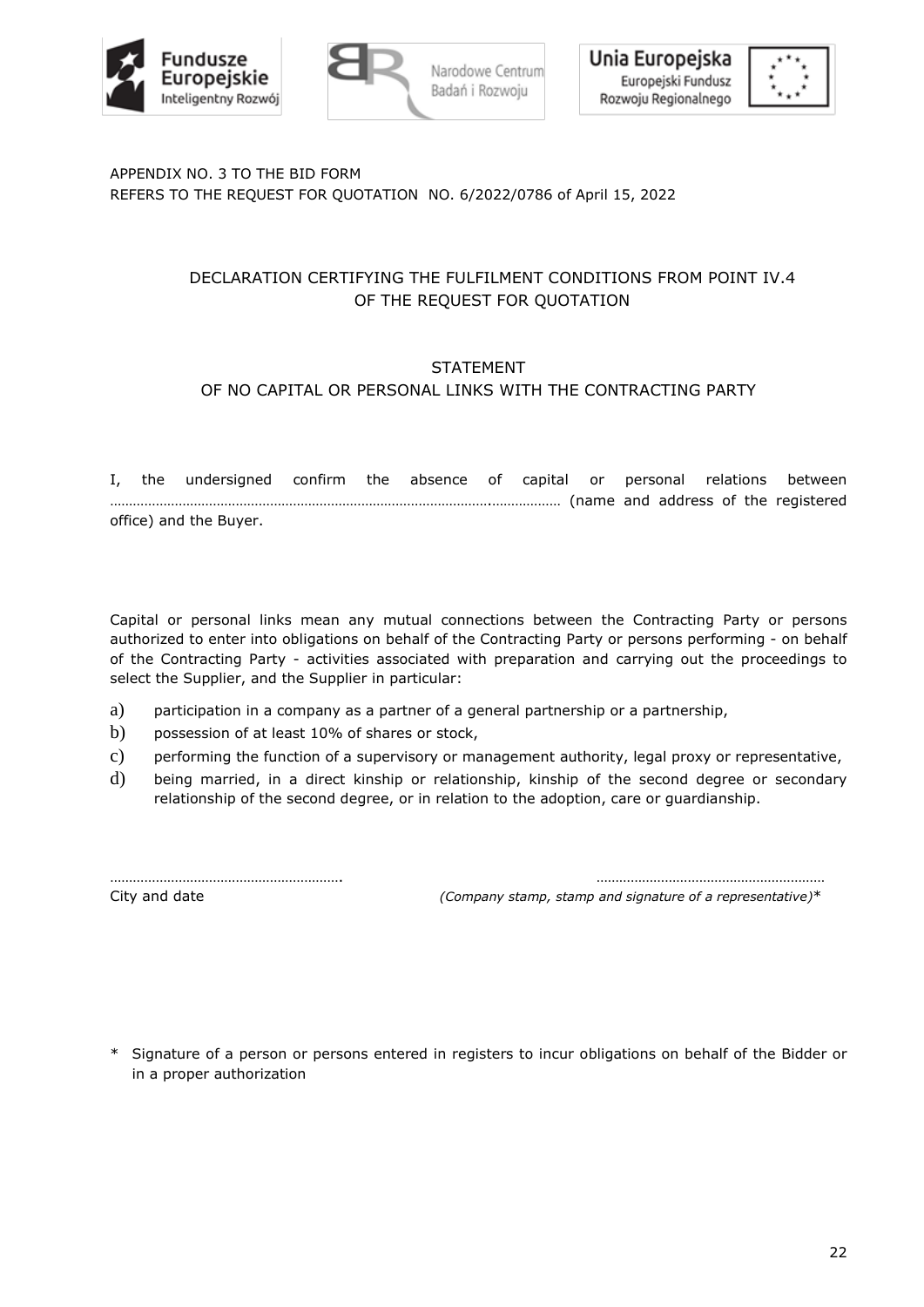APPENDIX NO. 3 TO THE BID FORM
REFERS TO THE REQUEST FOR QUOTATION NO. 6/2022/0786 of April 15, 2022

## DECLARATION CERTIFYING THE FULFILMENT CONDITIONS FROM POINT IV.4 OF THE REQUEST FOR QUOTATION

## STATEMENT OF NO CAPITAL OR PERSONAL LINKS WITH THE CONTRACTING PARTY

I, the undersigned confirm the absence of capital or personal relations between ………………………………………………………………………………………..……………… (name and address of the registered office) and the Buyer.

Capital or personal links mean any mutual connections between the Contracting Party or persons authorized to enter into obligations on behalf of the Contracting Party or persons performing - on behalf of the Contracting Party - activities associated with preparation and carrying out the proceedings to select the Supplier, and the Supplier in particular:

a) participation in a company as a partner of a general partnership or a partnership,
b) possession of at least 10% of shares or stock,
c) performing the function of a supervisory or management authority, legal proxy or representative,
d) being married, in a direct kinship or relationship, kinship of the second degree or secondary relationship of the second degree, or in relation to the adoption, care or guardianship.

……………………………………………………. ……………………………………………………

City and date *(Company stamp, stamp and signature of a representative)**

\* Signature of a person or persons entered in registers to incur obligations on behalf of the Bidder or in a proper authorization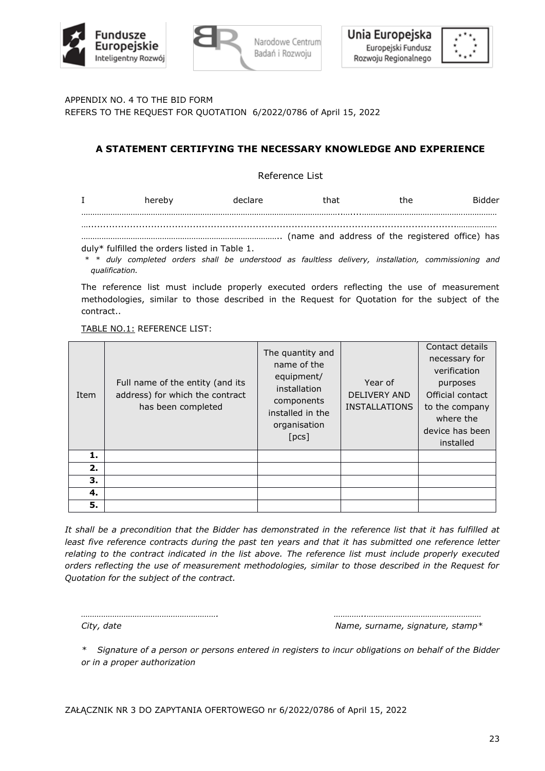APPENDIX NO. 4 TO THE BID FORM
REFERS TO THE REQUEST FOR QUOTATION 6/2022/0786 of April 15, 2022

## A STATEMENT CERTIFYING THE NECESSARY KNOWLEDGE AND EXPERIENCE

Reference List

I hereby declare that the Bidder ……………………………………………………………………………………………………………………………………………………………………………………………………………………………………………………………………………………………………………………………………………………………………………….. (name and address of the registered office) has duly* fulfilled the orders listed in Table 1.

*\* \* duly completed orders shall be understood as faultless delivery, installation, commissioning and qualification.*

The reference list must include properly executed orders reflecting the use of measurement methodologies, similar to those described in the Request for Quotation for the subject of the contract..

TABLE NO.1: REFERENCE LIST:

| Item | Full name of the entity (and its address) for which the contract has been completed | The quantity and name of the equipment/ installation components installed in the organisation [pcs] | Year of DELIVERY AND INSTALLATIONS | Contact details necessary for verification purposes Official contact to the company where the device has been installed |
|---|---|---|---|---|
| **1.** | | | | |
| **2.** | | | | |
| **3.** | | | | |
| **4.** | | | | |
| **5.** | | | | |

*It shall be a precondition that the Bidder has demonstrated in the reference list that it has fulfilled at least five reference contracts during the past ten years and that it has submitted one reference letter relating to the contract indicated in the list above. The reference list must include properly executed orders reflecting the use of measurement methodologies, similar to those described in the Request for Quotation for the subject of the contract.*

*…………………………………………………….* *City, date*

*……………..…………………………………………* *Name, surname, signature, stamp\**

*\* Signature of a person or persons entered in registers to incur obligations on behalf of the Bidder or in a proper authorization*

ZAŁĄCZNIK NR 3 DO ZAPYTANIA OFERTOWEGO nr 6/2022/0786 of April 15, 2022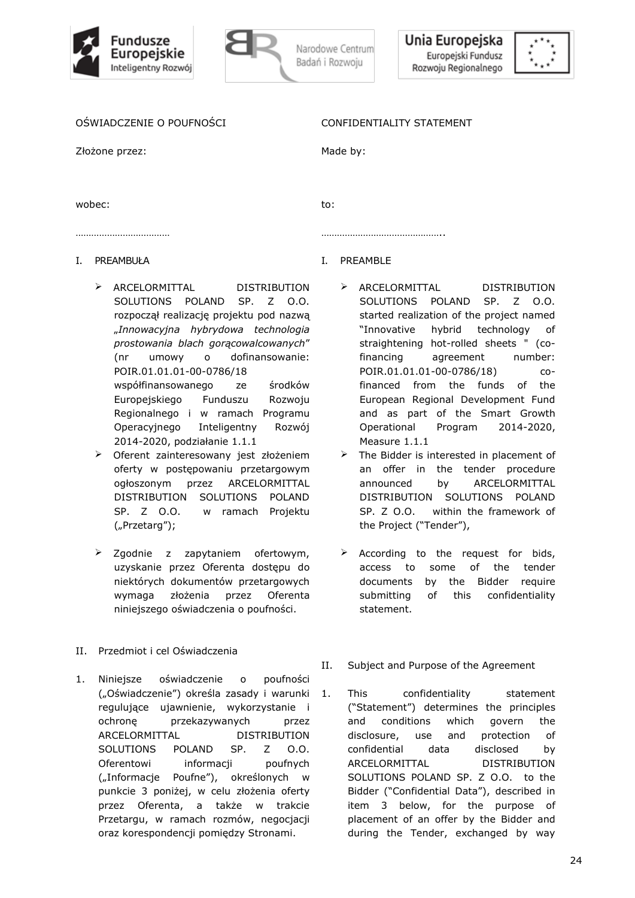OŚWIADCZENIE O POUFNOŚCI

Złożone przez:

wobec:

………………………………

I. PREAMBUŁA

- ARCELORMITTAL DISTRIBUTION SOLUTIONS POLAND SP. Z O.O. rozpoczął realizację projektu pod nazwą „*Innowacyjna hybrydowa technologia prostowania blach gorącowalcowanych*" (nr umowy o dofinansowanie: POIR.01.01.01-00-0786/18 współfinansowanego ze środków Europejskiego Funduszu Rozwoju Regionalnego i w ramach Programu Operacyjnego Inteligentny Rozwój 2014-2020, podziałanie 1.1.1
- Oferent zainteresowany jest złożeniem oferty w postępowaniu przetargowym ogłoszonym przez ARCELORMITTAL DISTRIBUTION SOLUTIONS POLAND SP. Z O.O. w ramach Projektu („Przetarg");
- Zgodnie z zapytaniem ofertowym, uzyskanie przez Oferenta dostępu do niektórych dokumentów przetargowych wymaga złożenia przez Oferenta niniejszego oświadczenia o poufności.

II. Przedmiot i cel Oświadczenia

1. Niniejsze oświadczenie o poufności („Oświadczenie") określa zasady i warunki regulujące ujawnienie, wykorzystanie i ochronę przekazywanych przez ARCELORMITTAL DISTRIBUTION SOLUTIONS POLAND SP. Z O.O. Oferentowi informacji poufnych („Informacje Poufne"), określonych w punkcie 3 poniżej, w celu złożenia oferty przez Oferenta, a także w trakcie Przetargu, w ramach rozmów, negocjacji oraz korespondencji pomiędzy Stronami.

CONFIDENTIALITY STATEMENT

Made by:

to:

………………………………………..

I. PREAMBLE

- ARCELORMITTAL DISTRIBUTION SOLUTIONS POLAND SP. Z O.O. started realization of the project named "Innovative hybrid technology of straightening hot-rolled sheets " (co-financing agreement number: POIR.01.01.01-00-0786/18) co-financed from the funds of the European Regional Development Fund and as part of the Smart Growth Operational Program 2014-2020, Measure 1.1.1
- The Bidder is interested in placement of an offer in the tender procedure announced by ARCELORMITTAL DISTRIBUTION SOLUTIONS POLAND SP. Z O.O. within the framework of the Project ("Tender"),
- According to the request for bids, access to some of the tender documents by the Bidder require submitting of this confidentiality statement.

II. Subject and Purpose of the Agreement

1. This confidentiality statement ("Statement") determines the principles and conditions which govern the disclosure, use and protection of confidential data disclosed by ARCELORMITTAL DISTRIBUTION SOLUTIONS POLAND SP. Z O.O. to the Bidder ("Confidential Data"), described in item 3 below, for the purpose of placement of an offer by the Bidder and during the Tender, exchanged by way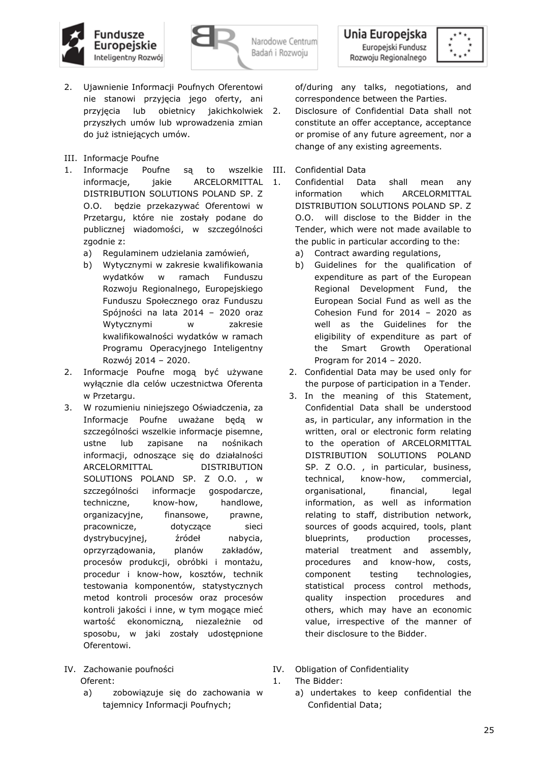2. Ujawnienie Informacji Poufnych Oferentowi nie stanowi przyjęcia jego oferty, ani przyjęcia lub obietnicy jakichkolwiek przyszłych umów lub wprowadzenia zmian do już istniejących umów.

III. Informacje Poufne

1. Informacje Poufne są to wszelkie informacje, jakie ARCELORMITTAL DISTRIBUTION SOLUTIONS POLAND SP. Z O.O. będzie przekazywać Oferentowi w Przetargu, które nie zostały podane do publicznej wiadomości, w szczególności zgodnie z:
   a) Regulaminem udzielania zamówień,
   b) Wytycznymi w zakresie kwalifikowania wydatków w ramach Funduszu Rozwoju Regionalnego, Europejskiego Funduszu Społecznego oraz Funduszu Spójności na lata 2014 – 2020 oraz Wytycznymi w zakresie kwalifikowalności wydatków w ramach Programu Operacyjnego Inteligentny Rozwój 2014 – 2020.
2. Informacje Poufne mogą być używane wyłącznie dla celów uczestnictwa Oferenta w Przetargu.
3. W rozumieniu niniejszego Oświadczenia, za Informacje Poufne uważane będą w szczególności wszelkie informacje pisemne, ustne lub zapisane na nośnikach informacji, odnoszące się do działalności ARCELORMITTAL DISTRIBUTION SOLUTIONS POLAND SP. Z O.O. , w szczególności informacje gospodarcze, techniczne, know-how, handlowe, organizacyjne, finansowe, prawne, pracownicze, dotyczące sieci dystrybucyjnej, źródeł nabycia, oprzyrządowania, planów zakładów, procesów produkcji, obróbki i montażu, procedur i know-how, kosztów, technik testowania komponentów, statystycznych metod kontroli procesów oraz procesów kontroli jakości i inne, w tym mogące mieć wartość ekonomiczną, niezależnie od sposobu, w jaki zostały udostępnione Oferentowi.

IV. Zachowanie poufności

Oferent:

a) zobowiązuje się do zachowania w tajemnicy Informacji Poufnych;

of/during any talks, negotiations, and correspondence between the Parties.

2. Disclosure of Confidential Data shall not constitute an offer acceptance, acceptance or promise of any future agreement, nor a change of any existing agreements.

III. Confidential Data

1. Confidential Data shall mean any information which ARCELORMITTAL DISTRIBUTION SOLUTIONS POLAND SP. Z O.O. will disclose to the Bidder in the Tender, which were not made available to the public in particular according to the:
   a) Contract awarding regulations,
   b) Guidelines for the qualification of expenditure as part of the European Regional Development Fund, the European Social Fund as well as the Cohesion Fund for 2014 – 2020 as well as the Guidelines for the eligibility of expenditure as part of the Smart Growth Operational Program for 2014 – 2020.
2. Confidential Data may be used only for the purpose of participation in a Tender.
3. In the meaning of this Statement, Confidential Data shall be understood as, in particular, any information in the written, oral or electronic form relating to the operation of ARCELORMITTAL DISTRIBUTION SOLUTIONS POLAND SP. Z O.O. , in particular, business, technical, know-how, commercial, organisational, financial, legal information, as well as information relating to staff, distribution network, sources of goods acquired, tools, plant blueprints, production processes, material treatment and assembly, procedures and know-how, costs, component testing technologies, statistical process control methods, quality inspection procedures and others, which may have an economic value, irrespective of the manner of their disclosure to the Bidder.

IV. Obligation of Confidentiality

1. The Bidder:
   a) undertakes to keep confidential the Confidential Data;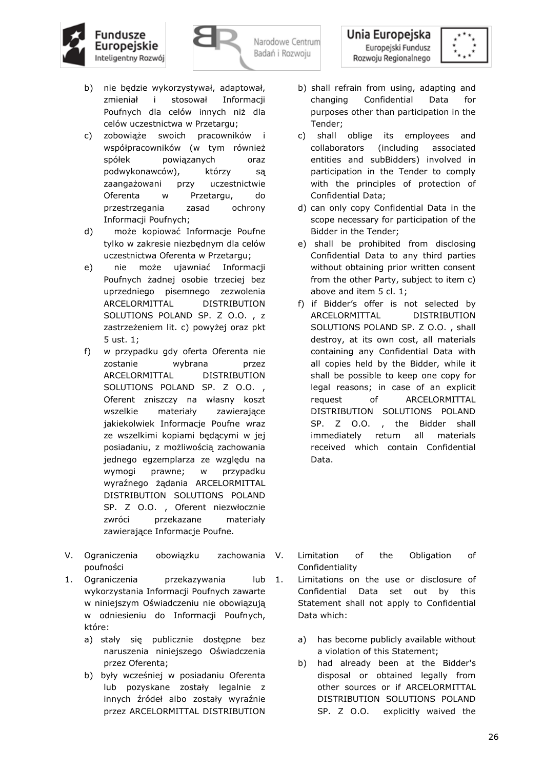b) nie będzie wykorzystywał, adaptował, zmieniał i stosował Informacji Poufnych dla celów innych niż dla celów uczestnictwa w Przetargu;

c) zobowiąże swoich pracowników i współpracowników (w tym również spółek powiązanych oraz podwykonawców), którzy są zaangażowani przy uczestnictwie Oferenta w Przetargu, do przestrzegania zasad ochrony Informacji Poufnych;

d) może kopiować Informacje Poufne tylko w zakresie niezbędnym dla celów uczestnictwa Oferenta w Przetargu;

e) nie może ujawniać Informacji Poufnych żadnej osobie trzeciej bez uprzedniego pisemnego zezwolenia ARCELORMITTAL DISTRIBUTION SOLUTIONS POLAND SP. Z O.O. , z zastrzeżeniem lit. c) powyżej oraz pkt 5 ust. 1;

f) w przypadku gdy oferta Oferenta nie zostanie wybrana przez ARCELORMITTAL DISTRIBUTION SOLUTIONS POLAND SP. Z O.O. , Oferent zniszczy na własny koszt wszelkie materiały zawierające jakiekolwiek Informacje Poufne wraz ze wszelkimi kopiami będącymi w jej posiadaniu, z możliwością zachowania jednego egzemplarza ze względu na wymogi prawne; w przypadku wyraźnego żądania ARCELORMITTAL DISTRIBUTION SOLUTIONS POLAND SP. Z O.O. , Oferent niezwłocznie zwróci przekazane materiały zawierające Informacje Poufne.

b) shall refrain from using, adapting and changing Confidential Data for purposes other than participation in the Tender;

c) shall oblige its employees and collaborators (including associated entities and subBidders) involved in participation in the Tender to comply with the principles of protection of Confidential Data;

d) can only copy Confidential Data in the scope necessary for participation of the Bidder in the Tender;

e) shall be prohibited from disclosing Confidential Data to any third parties without obtaining prior written consent from the other Party, subject to item c) above and item 5 cl. 1;

f) if Bidder's offer is not selected by ARCELORMITTAL DISTRIBUTION SOLUTIONS POLAND SP. Z O.O. , shall destroy, at its own cost, all materials containing any Confidential Data with all copies held by the Bidder, while it shall be possible to keep one copy for legal reasons; in case of an explicit request of ARCELORMITTAL DISTRIBUTION SOLUTIONS POLAND SP. Z O.O. , the Bidder shall immediately return all materials received which contain Confidential Data.

V. Ograniczenia obowiązku zachowania poufności

1. Ograniczenia przekazywania lub wykorzystania Informacji Poufnych zawarte w niniejszym Oświadczeniu nie obowiązują w odniesieniu do Informacji Poufnych, które:

   a) stały się publicznie dostępne bez naruszenia niniejszego Oświadczenia przez Oferenta;

   b) były wcześniej w posiadaniu Oferenta lub pozyskane zostały legalnie z innych źródeł albo zostały wyraźnie przez ARCELORMITTAL DISTRIBUTION

V. Limitation of the Obligation of Confidentiality

1. Limitations on the use or disclosure of Confidential Data set out by this Statement shall not apply to Confidential Data which:

   a) has become publicly available without a violation of this Statement;

   b) had already been at the Bidder's disposal or obtained legally from other sources or if ARCELORMITTAL DISTRIBUTION SOLUTIONS POLAND SP. Z O.O. explicitly waived the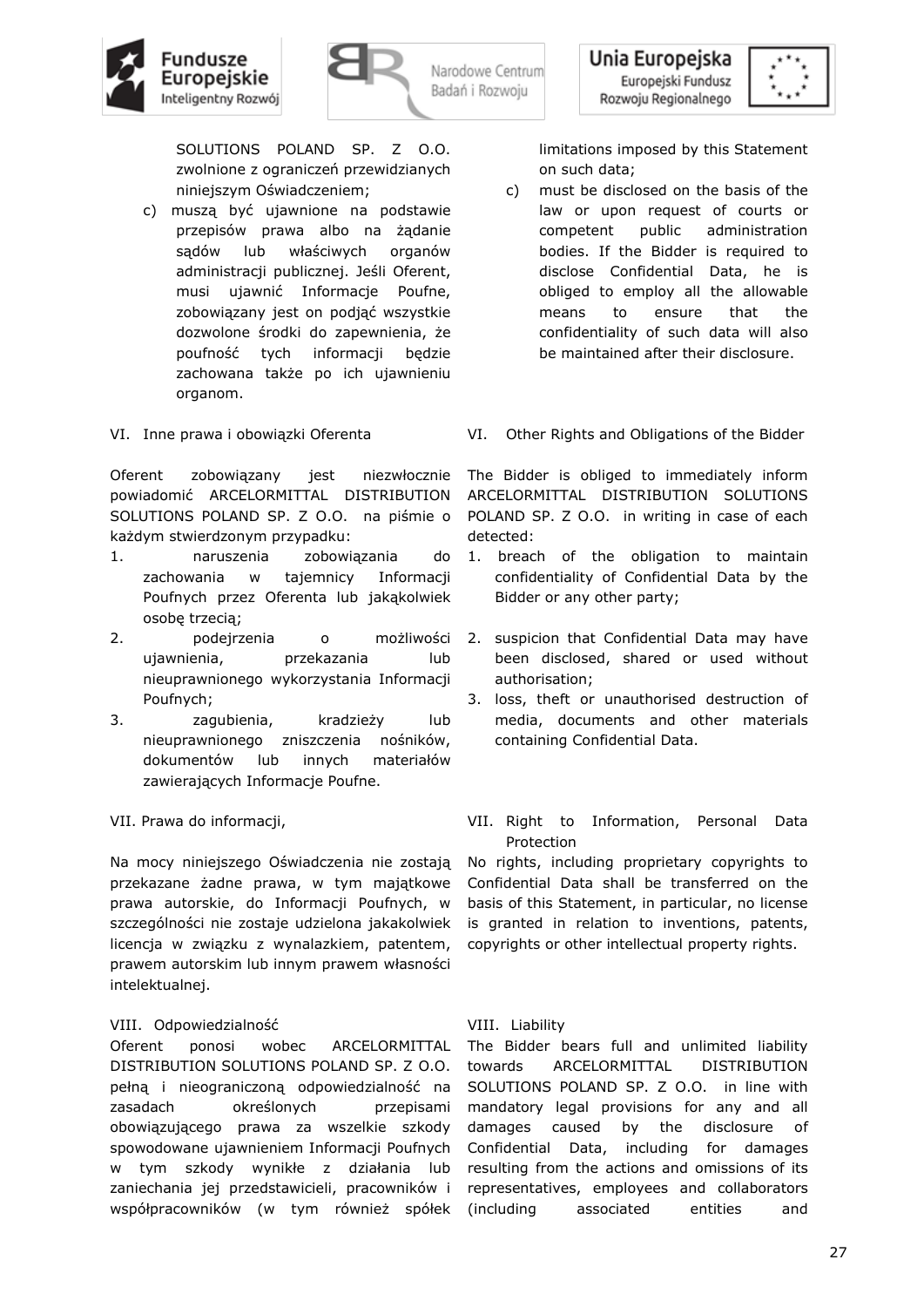SOLUTIONS POLAND SP. Z O.O. zwolnione z ograniczeń przewidzianych niniejszym Oświadczeniem;

c) muszą być ujawnione na podstawie przepisów prawa albo na żądanie sądów lub właściwych organów administracji publicznej. Jeśli Oferent, musi ujawnić Informacje Poufne, zobowiązany jest on podjąć wszystkie dozwolone środki do zapewnienia, że poufność tych informacji będzie zachowana także po ich ujawnieniu organom.

limitations imposed by this Statement on such data;

c) must be disclosed on the basis of the law or upon request of courts or competent public administration bodies. If the Bidder is required to disclose Confidential Data, he is obliged to employ all the allowable means to ensure that the confidentiality of such data will also be maintained after their disclosure.

VI. Inne prawa i obowiązki Oferenta

Oferent zobowiązany jest niezwłocznie powiadomić ARCELORMITTAL DISTRIBUTION SOLUTIONS POLAND SP. Z O.O. na piśmie o każdym stwierdzonym przypadku:

1. naruszenia zobowiązania do zachowania w tajemnicy Informacji Poufnych przez Oferenta lub jakąkolwiek osobę trzecią;
2. podejrzenia o możliwości ujawnienia, przekazania lub nieuprawnionego wykorzystania Informacji Poufnych;
3. zagubienia, kradzieży lub nieuprawnionego zniszczenia nośników, dokumentów lub innych materiałów zawierających Informacje Poufne.

VI. Other Rights and Obligations of the Bidder

The Bidder is obliged to immediately inform ARCELORMITTAL DISTRIBUTION SOLUTIONS POLAND SP. Z O.O. in writing in case of each detected:

1. breach of the obligation to maintain confidentiality of Confidential Data by the Bidder or any other party;
2. suspicion that Confidential Data may have been disclosed, shared or used without authorisation;
3. loss, theft or unauthorised destruction of media, documents and other materials containing Confidential Data.

VII. Prawa do informacji,

Na mocy niniejszego Oświadczenia nie zostają przekazane żadne prawa, w tym majątkowe prawa autorskie, do Informacji Poufnych, w szczególności nie zostaje udzielona jakakolwiek licencja w związku z wynalazkiem, patentem, prawem autorskim lub innym prawem własności intelektualnej.

VII. Right to Information, Personal Data Protection

No rights, including proprietary copyrights to Confidential Data shall be transferred on the basis of this Statement, in particular, no license is granted in relation to inventions, patents, copyrights or other intellectual property rights.

VIII. Odpowiedzialność

Oferent ponosi wobec ARCELORMITTAL DISTRIBUTION SOLUTIONS POLAND SP. Z O.O. pełną i nieograniczoną odpowiedzialność na zasadach określonych przepisami obowiązującego prawa za wszelkie szkody spowodowane ujawnieniem Informacji Poufnych w tym szkody wynikłe z działania lub zaniechania jej przedstawicieli, pracowników i współpracowników (w tym również spółek

VIII. Liability

The Bidder bears full and unlimited liability towards ARCELORMITTAL DISTRIBUTION SOLUTIONS POLAND SP. Z O.O. in line with mandatory legal provisions for any and all damages caused by the disclosure of Confidential Data, including for damages resulting from the actions and omissions of its representatives, employees and collaborators (including associated entities and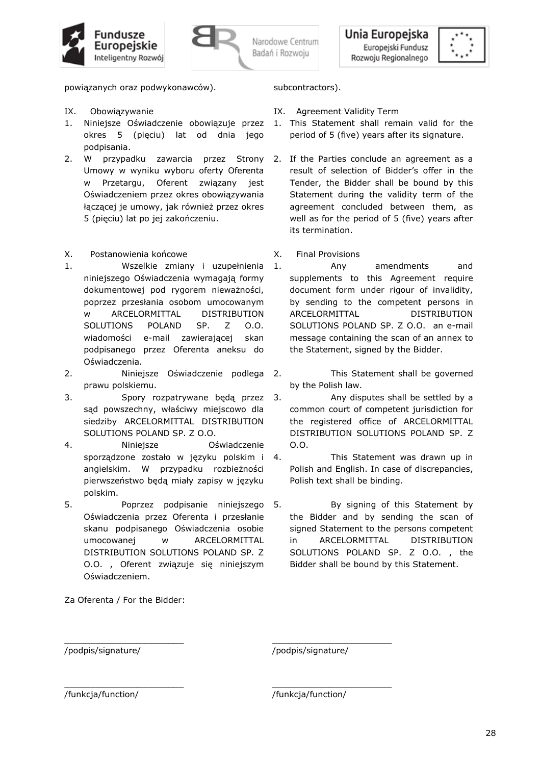powiązanych oraz podwykonawców).

subcontractors).

IX. Obowiązywanie

1. Niniejsze Oświadczenie obowiązuje przez okres 5 (pięciu) lat od dnia jego podpisania.
2. W przypadku zawarcia przez Strony Umowy w wyniku wyboru oferty Oferenta w Przetargu, Oferent związany jest Oświadczeniem przez okres obowiązywania łączącej je umowy, jak również przez okres 5 (pięciu) lat po jej zakończeniu.

IX. Agreement Validity Term

1. This Statement shall remain valid for the period of 5 (five) years after its signature.
2. If the Parties conclude an agreement as a result of selection of Bidder's offer in the Tender, the Bidder shall be bound by this Statement during the validity term of the agreement concluded between them, as well as for the period of 5 (five) years after its termination.

X. Postanowienia końcowe

1. Wszelkie zmiany i uzupełnienia niniejszego Oświadczenia wymagają formy dokumentowej pod rygorem nieważności, poprzez przesłania osobom umocowanym w ARCELORMITTAL DISTRIBUTION SOLUTIONS POLAND SP. Z O.O. wiadomości e-mail zawierającej skan podpisanego przez Oferenta aneksu do Oświadczenia.
2. Niniejsze Oświadczenie podlega prawu polskiemu.
3. Spory rozpatrywane będą przez sąd powszechny, właściwy miejscowo dla siedziby ARCELORMITTAL DISTRIBUTION SOLUTIONS POLAND SP. Z O.O.
4. Niniejsze Oświadczenie sporządzone zostało w języku polskim i angielskim. W przypadku rozbieżności pierwszeństwo będą miały zapisy w języku polskim.
5. Poprzez podpisanie niniejszego Oświadczenia przez Oferenta i przesłanie skanu podpisanego Oświadczenia osobie umocowanej w ARCELORMITTAL DISTRIBUTION SOLUTIONS POLAND SP. Z O.O. , Oferent związuje się niniejszym Oświadczeniem.

X. Final Provisions

1. Any amendments and supplements to this Agreement require document form under rigour of invalidity, by sending to the competent persons in ARCELORMITTAL DISTRIBUTION SOLUTIONS POLAND SP. Z O.O. an e-mail message containing the scan of an annex to the Statement, signed by the Bidder.
2. This Statement shall be governed by the Polish law.
3. Any disputes shall be settled by a common court of competent jurisdiction for the registered office of ARCELORMITTAL DISTRIBUTION SOLUTIONS POLAND SP. Z O.O.
4. This Statement was drawn up in Polish and English. In case of discrepancies, Polish text shall be binding.
5. By signing of this Statement by the Bidder and by sending the scan of signed Statement to the persons competent in ARCELORMITTAL DISTRIBUTION SOLUTIONS POLAND SP. Z O.O. , the Bidder shall be bound by this Statement.

Za Oferenta / For the Bidder:

\_\_\_\_\_\_\_\_\_\_\_\_\_\_\_\_\_\_\_\_\_\_\_\_ \_\_\_\_\_\_\_\_\_\_\_\_\_\_\_\_\_\_\_\_\_\_\_\_

/podpis/signature/ /podpis/signature/

\_\_\_\_\_\_\_\_\_\_\_\_\_\_\_\_\_\_\_\_\_\_\_\_ \_\_\_\_\_\_\_\_\_\_\_\_\_\_\_\_\_\_\_\_\_\_\_\_

/funkcja/function/ /funkcja/function/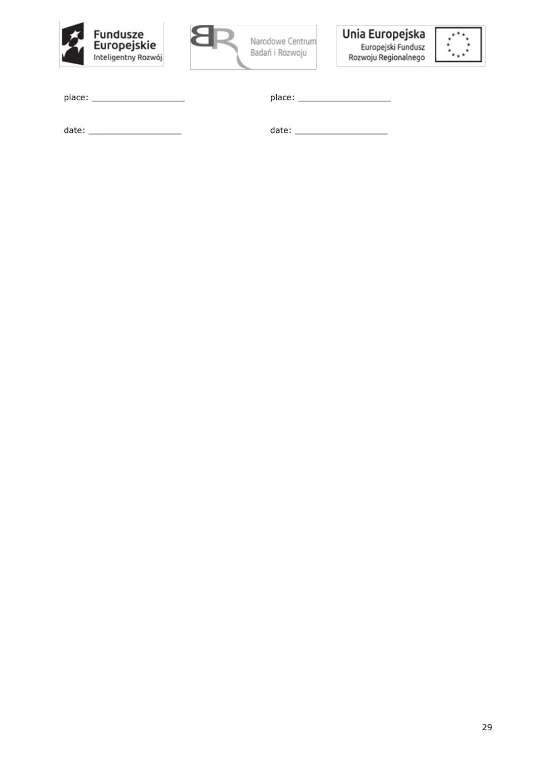| place: ___________________ | place: ___________________ |
| --- | --- |
| date: ___________________ | date: ___________________ |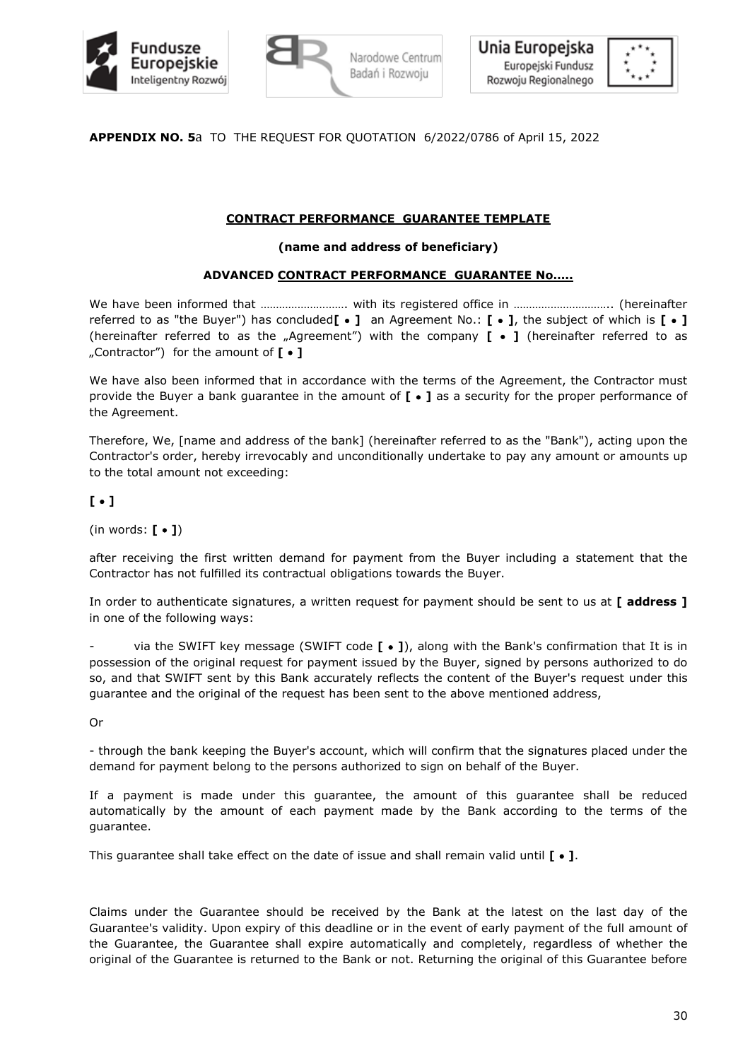**APPENDIX NO. 5**a TO THE REQUEST FOR QUOTATION 6/2022/0786 of April 15, 2022

**CONTRACT PERFORMANCE GUARANTEE TEMPLATE**

**(name and address of beneficiary)**

**ADVANCED CONTRACT PERFORMANCE GUARANTEE No.....**

We have been informed that ………………………. with its registered office in ………………………….. (hereinafter referred to as "the Buyer") has concluded**[ • ]** an Agreement No.: **[ • ]**, the subject of which is **[ • ]** (hereinafter referred to as the „Agreement") with the company **[ • ]** (hereinafter referred to as „Contractor") for the amount of **[ • ]**

We have also been informed that in accordance with the terms of the Agreement, the Contractor must provide the Buyer a bank guarantee in the amount of **[ • ]** as a security for the proper performance of the Agreement.

Therefore, We, [name and address of the bank] (hereinafter referred to as the "Bank"), acting upon the Contractor's order, hereby irrevocably and unconditionally undertake to pay any amount or amounts up to the total amount not exceeding:

**[ • ]**

(in words: **[ • ]**)

after receiving the first written demand for payment from the Buyer including a statement that the Contractor has not fulfilled its contractual obligations towards the Buyer.

In order to authenticate signatures, a written request for payment should be sent to us at **[ address ]** in one of the following ways:

- via the SWIFT key message (SWIFT code **[ • ]**), along with the Bank's confirmation that It is in possession of the original request for payment issued by the Buyer, signed by persons authorized to do so, and that SWIFT sent by this Bank accurately reflects the content of the Buyer's request under this guarantee and the original of the request has been sent to the above mentioned address,

Or

- through the bank keeping the Buyer's account, which will confirm that the signatures placed under the demand for payment belong to the persons authorized to sign on behalf of the Buyer.

If a payment is made under this guarantee, the amount of this guarantee shall be reduced automatically by the amount of each payment made by the Bank according to the terms of the guarantee.

This guarantee shall take effect on the date of issue and shall remain valid until **[ • ]**.

Claims under the Guarantee should be received by the Bank at the latest on the last day of the Guarantee's validity. Upon expiry of this deadline or in the event of early payment of the full amount of the Guarantee, the Guarantee shall expire automatically and completely, regardless of whether the original of the Guarantee is returned to the Bank or not. Returning the original of this Guarantee before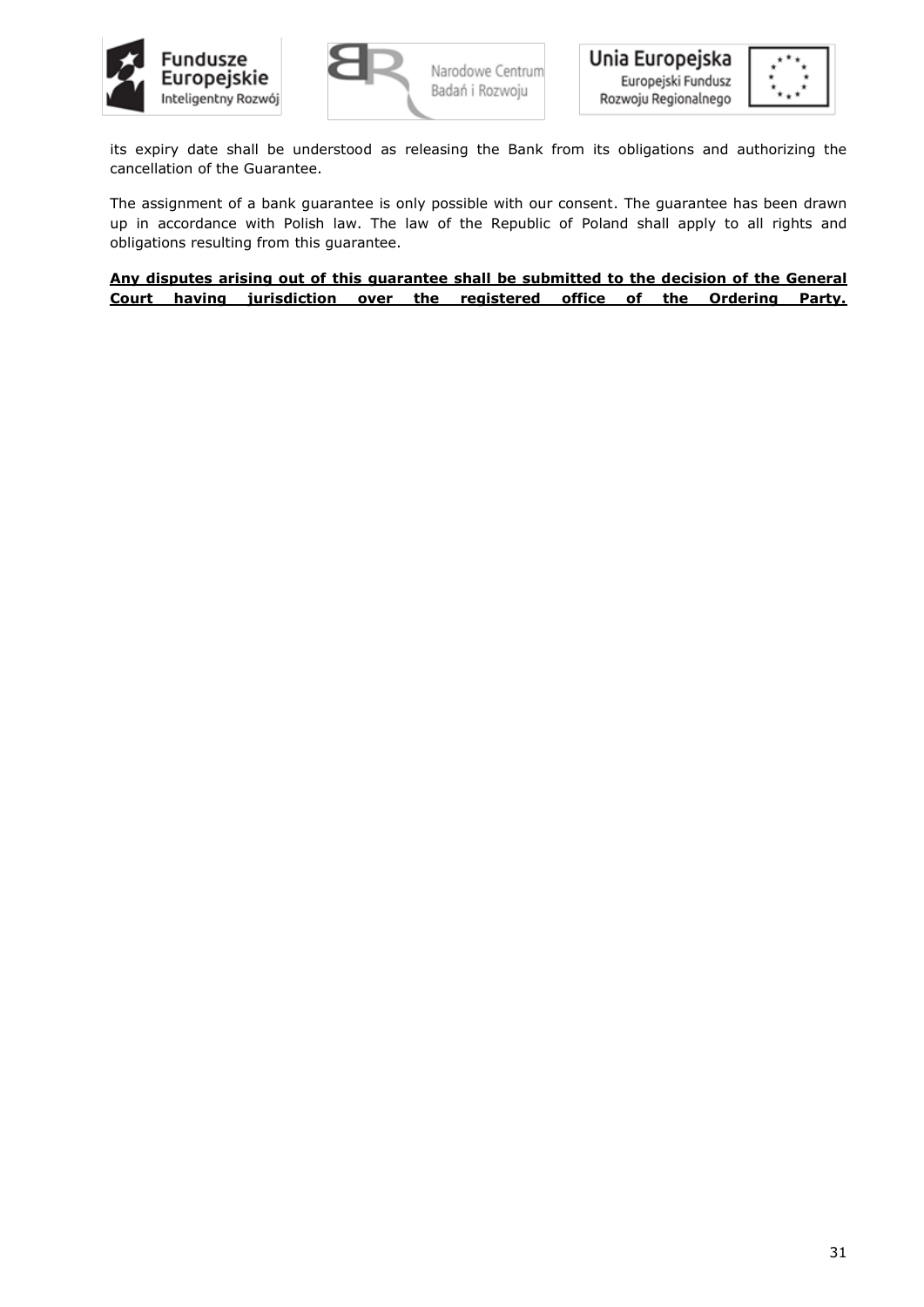its expiry date shall be understood as releasing the Bank from its obligations and authorizing the cancellation of the Guarantee.

The assignment of a bank guarantee is only possible with our consent. The guarantee has been drawn up in accordance with Polish law. The law of the Republic of Poland shall apply to all rights and obligations resulting from this guarantee.

**Any disputes arising out of this guarantee shall be submitted to the decision of the General Court having jurisdiction over the registered office of the Ordering Party.**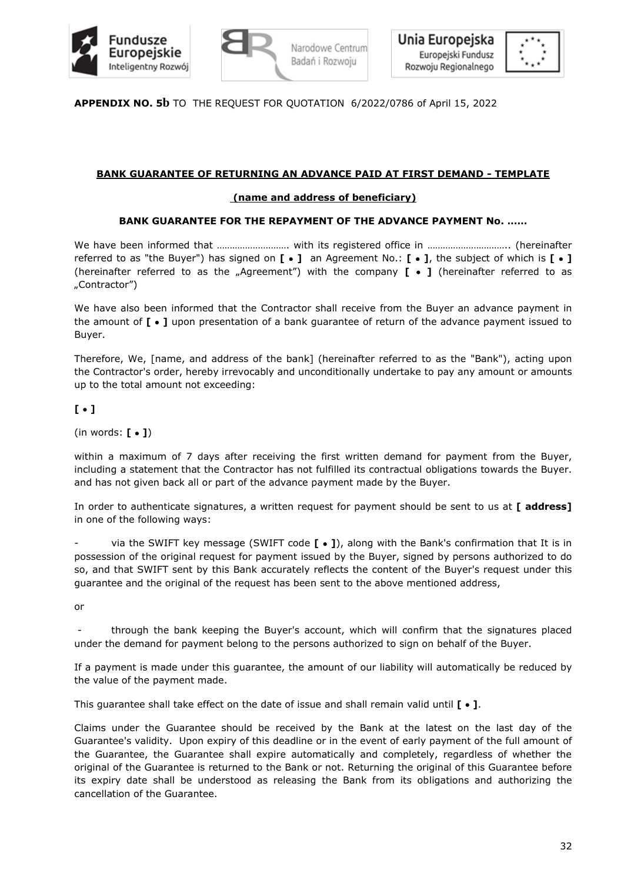**APPENDIX NO. 5b** TO THE REQUEST FOR QUOTATION 6/2022/0786 of April 15, 2022

**BANK GUARANTEE OF RETURNING AN ADVANCE PAID AT FIRST DEMAND - TEMPLATE**

**(name and address of beneficiary)**

**BANK GUARANTEE FOR THE REPAYMENT OF THE ADVANCE PAYMENT No. ......**

We have been informed that ………………………. with its registered office in ………………………….. (hereinafter referred to as "the Buyer") has signed on **[ • ]** an Agreement No.: **[ • ]**, the subject of which is **[ • ]** (hereinafter referred to as the „Agreement") with the company **[ • ]** (hereinafter referred to as „Contractor")

We have also been informed that the Contractor shall receive from the Buyer an advance payment in the amount of **[ • ]** upon presentation of a bank guarantee of return of the advance payment issued to Buyer.

Therefore, We, [name, and address of the bank] (hereinafter referred to as the "Bank"), acting upon the Contractor's order, hereby irrevocably and unconditionally undertake to pay any amount or amounts up to the total amount not exceeding:

**[ • ]**

(in words: **[ • ]**)

within a maximum of 7 days after receiving the first written demand for payment from the Buyer, including a statement that the Contractor has not fulfilled its contractual obligations towards the Buyer. and has not given back all or part of the advance payment made by the Buyer.

In order to authenticate signatures, a written request for payment should be sent to us at **[ address]** in one of the following ways:

- via the SWIFT key message (SWIFT code **[ • ]**), along with the Bank's confirmation that It is in possession of the original request for payment issued by the Buyer, signed by persons authorized to do so, and that SWIFT sent by this Bank accurately reflects the content of the Buyer's request under this guarantee and the original of the request has been sent to the above mentioned address,

or

- through the bank keeping the Buyer's account, which will confirm that the signatures placed under the demand for payment belong to the persons authorized to sign on behalf of the Buyer.

If a payment is made under this guarantee, the amount of our liability will automatically be reduced by the value of the payment made.

This guarantee shall take effect on the date of issue and shall remain valid until **[ • ]**.

Claims under the Guarantee should be received by the Bank at the latest on the last day of the Guarantee's validity. Upon expiry of this deadline or in the event of early payment of the full amount of the Guarantee, the Guarantee shall expire automatically and completely, regardless of whether the original of the Guarantee is returned to the Bank or not. Returning the original of this Guarantee before its expiry date shall be understood as releasing the Bank from its obligations and authorizing the cancellation of the Guarantee.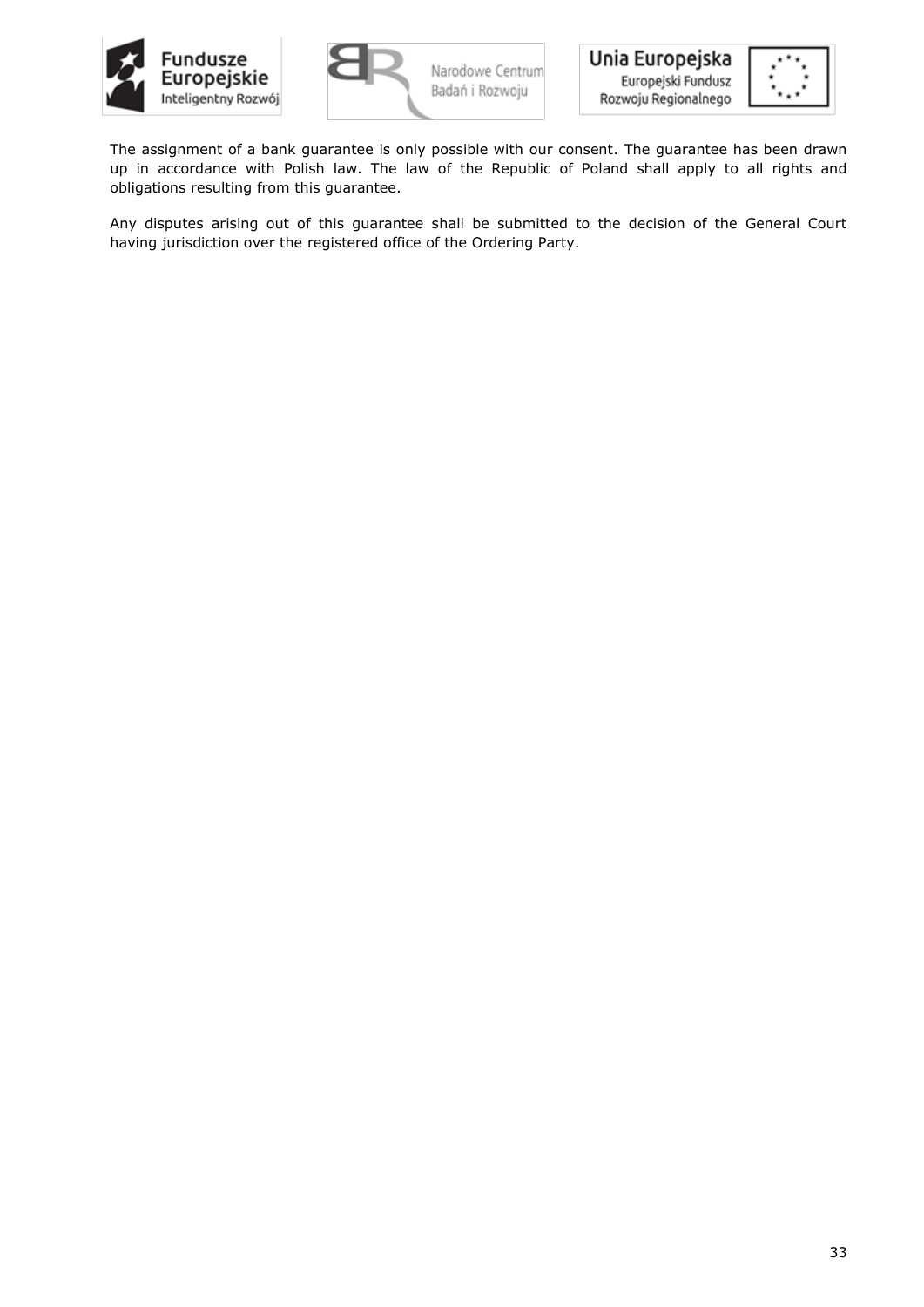The assignment of a bank guarantee is only possible with our consent. The guarantee has been drawn up in accordance with Polish law. The law of the Republic of Poland shall apply to all rights and obligations resulting from this guarantee.

Any disputes arising out of this guarantee shall be submitted to the decision of the General Court having jurisdiction over the registered office of the Ordering Party.